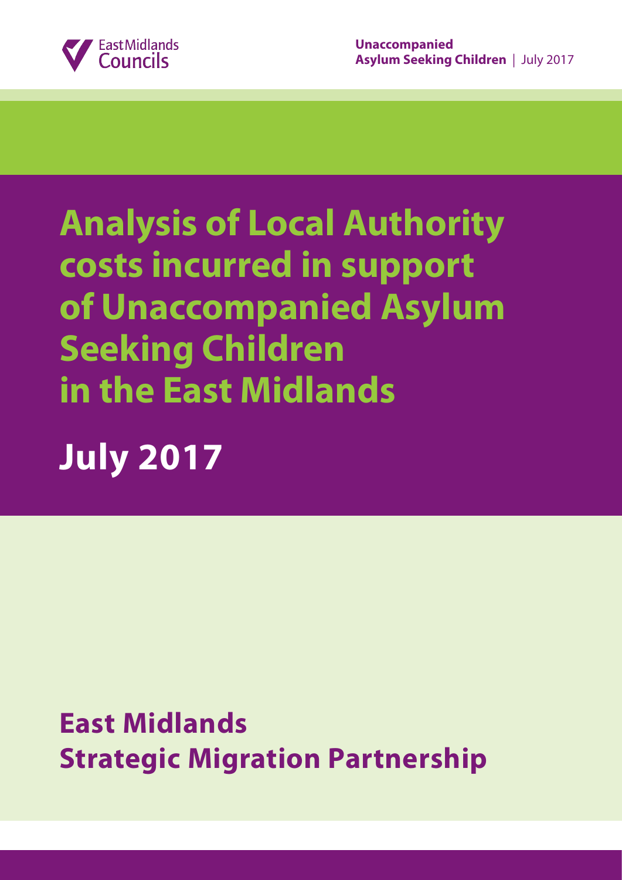# Analysis of Local Authority costs incurred in support of Unaccompanied Asylum Seeking Children in the East Midlands

## July 2017

**East Midlands Strategic Migration Partnership**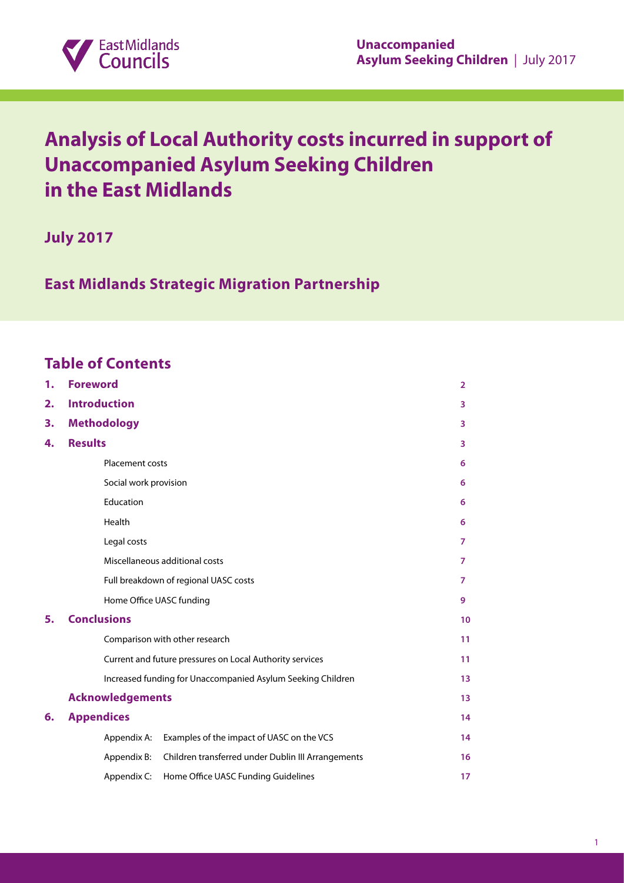# Analysis of Local Authority costs incurred in support of Unaccompanied Asylum Seeking Children in the East Midlands

**July 2017**

**East Midlands Strategic Migration Partnership**

## Table of Contents

| | | |
|---|---|---|
| **1.** | **Foreword** | **2** |
| **2.** | **Introduction** | **3** |
| **3.** | **Methodology** | **3** |
| **4.** | **Results** | **3** |
| | Placement costs | **6** |
| | Social work provision | **6** |
| | Education | **6** |
| | Health | **6** |
| | Legal costs | **7** |
| | Miscellaneous additional costs | **7** |
| | Full breakdown of regional UASC costs | **7** |
| | Home Office UASC funding | **9** |
| **5.** | **Conclusions** | **10** |
| | Comparison with other research | **11** |
| | Current and future pressures on Local Authority services | **11** |
| | Increased funding for Unaccompanied Asylum Seeking Children | **13** |
| | **Acknowledgements** | **13** |
| **6.** | **Appendices** | **14** |
| | Appendix A: Examples of the impact of UASC on the VCS | **14** |
| | Appendix B: Children transferred under Dublin III Arrangements | **16** |
| | Appendix C: Home Office UASC Funding Guidelines | **17** |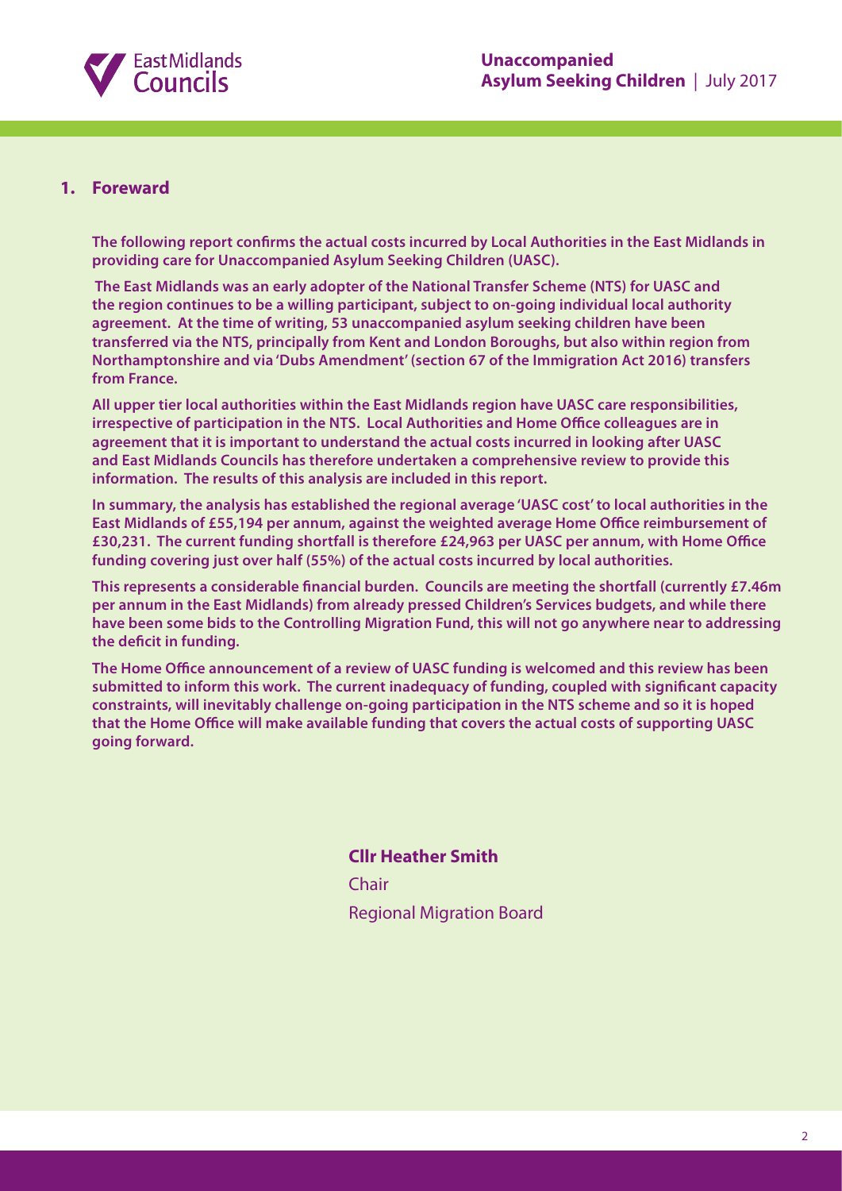## 1. Foreward

**The following report confirms the actual costs incurred by Local Authorities in the East Midlands in providing care for Unaccompanied Asylum Seeking Children (UASC).**

**The East Midlands was an early adopter of the National Transfer Scheme (NTS) for UASC and the region continues to be a willing participant, subject to on-going individual local authority agreement. At the time of writing, 53 unaccompanied asylum seeking children have been transferred via the NTS, principally from Kent and London Boroughs, but also within region from Northamptonshire and via 'Dubs Amendment' (section 67 of the Immigration Act 2016) transfers from France.**

**All upper tier local authorities within the East Midlands region have UASC care responsibilities, irrespective of participation in the NTS. Local Authorities and Home Office colleagues are in agreement that it is important to understand the actual costs incurred in looking after UASC and East Midlands Councils has therefore undertaken a comprehensive review to provide this information. The results of this analysis are included in this report.**

**In summary, the analysis has established the regional average 'UASC cost' to local authorities in the East Midlands of £55,194 per annum, against the weighted average Home Office reimbursement of £30,231. The current funding shortfall is therefore £24,963 per UASC per annum, with Home Office funding covering just over half (55%) of the actual costs incurred by local authorities.**

**This represents a considerable financial burden. Councils are meeting the shortfall (currently £7.46m per annum in the East Midlands) from already pressed Children's Services budgets, and while there have been some bids to the Controlling Migration Fund, this will not go anywhere near to addressing the deficit in funding.**

**The Home Office announcement of a review of UASC funding is welcomed and this review has been submitted to inform this work. The current inadequacy of funding, coupled with significant capacity constraints, will inevitably challenge on-going participation in the NTS scheme and so it is hoped that the Home Office will make available funding that covers the actual costs of supporting UASC going forward.**

**Cllr Heather Smith**

Chair

Regional Migration Board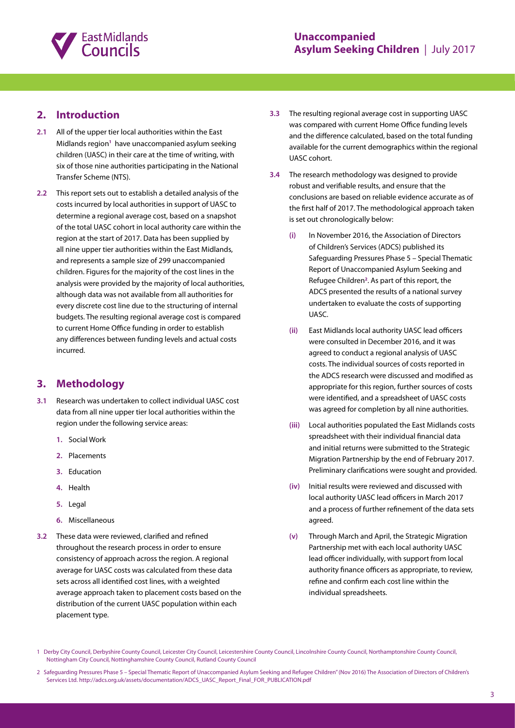## 2. Introduction

**2.1** All of the upper tier local authorities within the East Midlands region[1] have unaccompanied asylum seeking children (UASC) in their care at the time of writing, with six of those nine authorities participating in the National Transfer Scheme (NTS).

**2.2** This report sets out to establish a detailed analysis of the costs incurred by local authorities in support of UASC to determine a regional average cost, based on a snapshot of the total UASC cohort in local authority care within the region at the start of 2017. Data has been supplied by all nine upper tier authorities in the East Midlands, and represents a sample size of 299 unaccompanied children. Figures for the majority of the cost lines in the analysis were provided by the majority of local authorities, although data was not available from all authorities for every discrete cost line due to the structuring of internal budgets. The resulting regional average cost is compared to current Home Office funding in order to establish any differences between funding levels and actual costs incurred.

## 3. Methodology

**3.1** Research was undertaken to collect individual UASC cost data from all nine upper tier local authorities within the region under the following service areas:

1. Social Work
2. Placements
3. Education
4. Health
5. Legal
6. Miscellaneous

**3.2** These data were reviewed, clarified and refined throughout the research process in order to ensure consistency of approach across the region. A regional average for UASC costs was calculated from these data sets across all identified cost lines, with a weighted average approach taken to placement costs based on the distribution of the current UASC population within each placement type.

**3.3** The resulting regional average cost in supporting UASC was compared with current Home Office funding levels and the difference calculated, based on the total funding available for the current demographics within the regional UASC cohort.

**3.4** The research methodology was designed to provide robust and verifiable results, and ensure that the conclusions are based on reliable evidence accurate as of the first half of 2017. The methodological approach taken is set out chronologically below:

- **(i)** In November 2016, the Association of Directors of Children's Services (ADCS) published its Safeguarding Pressures Phase 5 – Special Thematic Report of Unaccompanied Asylum Seeking and Refugee Children[2]. As part of this report, the ADCS presented the results of a national survey undertaken to evaluate the costs of supporting UASC.
- **(ii)** East Midlands local authority UASC lead officers were consulted in December 2016, and it was agreed to conduct a regional analysis of UASC costs. The individual sources of costs reported in the ADCS research were discussed and modified as appropriate for this region, further sources of costs were identified, and a spreadsheet of UASC costs was agreed for completion by all nine authorities.
- **(iii)** Local authorities populated the East Midlands costs spreadsheet with their individual financial data and initial returns were submitted to the Strategic Migration Partnership by the end of February 2017. Preliminary clarifications were sought and provided.
- **(iv)** Initial results were reviewed and discussed with local authority UASC lead officers in March 2017 and a process of further refinement of the data sets agreed.
- **(v)** Through March and April, the Strategic Migration Partnership met with each local authority UASC lead officer individually, with support from local authority finance officers as appropriate, to review, refine and confirm each cost line within the individual spreadsheets.

---

1 Derby City Council, Derbyshire County Council, Leicester City Council, Leicestershire County Council, Lincolnshire County Council, Northamptonshire County Council, Nottingham City Council, Nottinghamshire County Council, Rutland County Council

2 Safeguarding Pressures Phase 5 – Special Thematic Report of Unaccompanied Asylum Seeking and Refugee Children" (Nov 2016) The Association of Directors of Children's Services Ltd. http://adcs.org.uk/assets/documentation/ADCS_UASC_Report_Final_FOR_PUBLICATION.pdf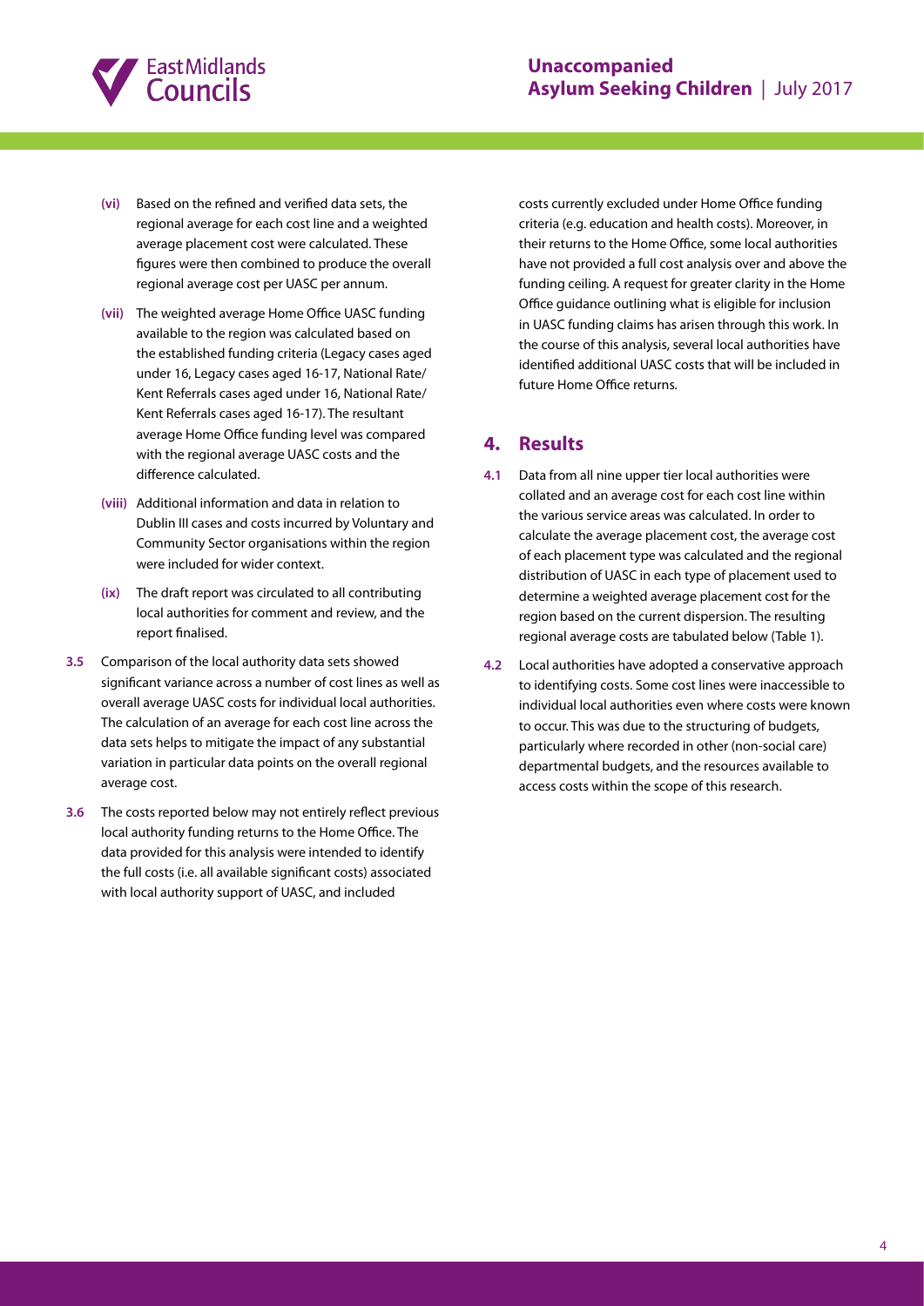(vi) Based on the refined and verified data sets, the regional average for each cost line and a weighted average placement cost were calculated. These figures were then combined to produce the overall regional average cost per UASC per annum.

(vii) The weighted average Home Office UASC funding available to the region was calculated based on the established funding criteria (Legacy cases aged under 16, Legacy cases aged 16-17, National Rate/ Kent Referrals cases aged under 16, National Rate/ Kent Referrals cases aged 16-17). The resultant average Home Office funding level was compared with the regional average UASC costs and the difference calculated.

(viii) Additional information and data in relation to Dublin III cases and costs incurred by Voluntary and Community Sector organisations within the region were included for wider context.

(ix) The draft report was circulated to all contributing local authorities for comment and review, and the report finalised.

**3.5** Comparison of the local authority data sets showed significant variance across a number of cost lines as well as overall average UASC costs for individual local authorities. The calculation of an average for each cost line across the data sets helps to mitigate the impact of any substantial variation in particular data points on the overall regional average cost.

**3.6** The costs reported below may not entirely reflect previous local authority funding returns to the Home Office. The data provided for this analysis were intended to identify the full costs (i.e. all available significant costs) associated with local authority support of UASC, and included costs currently excluded under Home Office funding criteria (e.g. education and health costs). Moreover, in their returns to the Home Office, some local authorities have not provided a full cost analysis over and above the funding ceiling. A request for greater clarity in the Home Office guidance outlining what is eligible for inclusion in UASC funding claims has arisen through this work. In the course of this analysis, several local authorities have identified additional UASC costs that will be included in future Home Office returns.

## 4. Results

**4.1** Data from all nine upper tier local authorities were collated and an average cost for each cost line within the various service areas was calculated. In order to calculate the average placement cost, the average cost of each placement type was calculated and the regional distribution of UASC in each type of placement used to determine a weighted average placement cost for the region based on the current dispersion. The resulting regional average costs are tabulated below (Table 1).

**4.2** Local authorities have adopted a conservative approach to identifying costs. Some cost lines were inaccessible to individual local authorities even where costs were known to occur. This was due to the structuring of budgets, particularly where recorded in other (non-social care) departmental budgets, and the resources available to access costs within the scope of this research.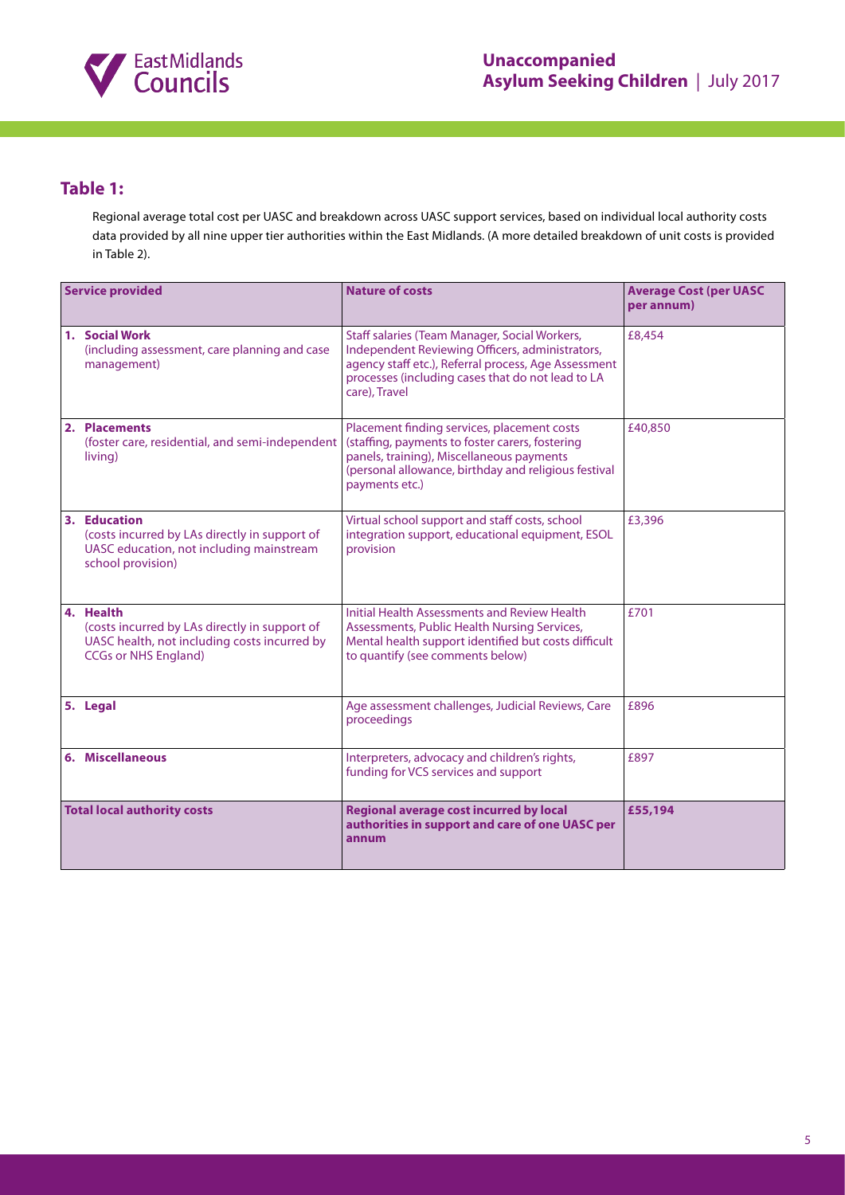## Table 1:

Regional average total cost per UASC and breakdown across UASC support services, based on individual local authority costs data provided by all nine upper tier authorities within the East Midlands. (A more detailed breakdown of unit costs is provided in Table 2).

| Service provided | Nature of costs | Average Cost (per UASC per annum) |
|---|---|---|
| 1. **Social Work** (including assessment, care planning and case management) | Staff salaries (Team Manager, Social Workers, Independent Reviewing Officers, administrators, agency staff etc.), Referral process, Age Assessment processes (including cases that do not lead to LA care), Travel | £8,454 |
| 2. **Placements** (foster care, residential, and semi-independent living) | Placement finding services, placement costs (staffing, payments to foster carers, fostering panels, training), Miscellaneous payments (personal allowance, birthday and religious festival payments etc.) | £40,850 |
| 3. **Education** (costs incurred by LAs directly in support of UASC education, not including mainstream school provision) | Virtual school support and staff costs, school integration support, educational equipment, ESOL provision | £3,396 |
| 4. **Health** (costs incurred by LAs directly in support of UASC health, not including costs incurred by CCGs or NHS England) | Initial Health Assessments and Review Health Assessments, Public Health Nursing Services, Mental health support identified but costs difficult to quantify (see comments below) | £701 |
| 5. **Legal** | Age assessment challenges, Judicial Reviews, Care proceedings | £896 |
| 6. **Miscellaneous** | Interpreters, advocacy and children's rights, funding for VCS services and support | £897 |
| **Total local authority costs** | **Regional average cost incurred by local authorities in support and care of one UASC per annum** | **£55,194** |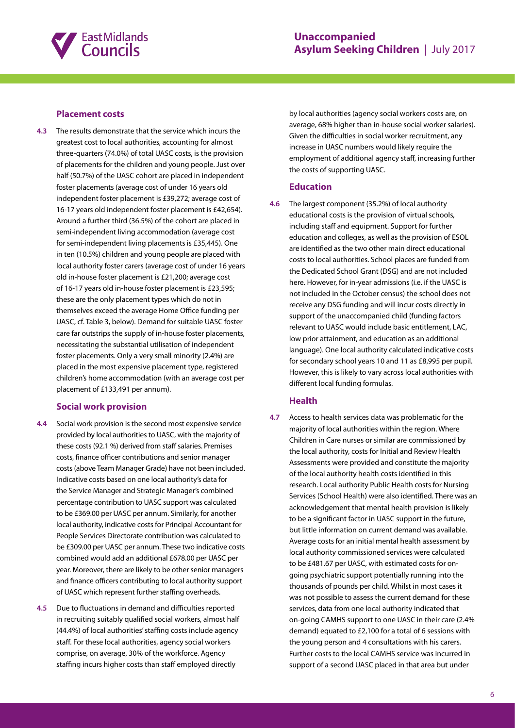### Placement costs

**4.3** The results demonstrate that the service which incurs the greatest cost to local authorities, accounting for almost three-quarters (74.0%) of total UASC costs, is the provision of placements for the children and young people. Just over half (50.7%) of the UASC cohort are placed in independent foster placements (average cost of under 16 years old independent foster placement is £39,272; average cost of 16-17 years old independent foster placement is £42,654). Around a further third (36.5%) of the cohort are placed in semi-independent living accommodation (average cost for semi-independent living placements is £35,445). One in ten (10.5%) children and young people are placed with local authority foster carers (average cost of under 16 years old in-house foster placement is £21,200; average cost of 16-17 years old in-house foster placement is £23,595; these are the only placement types which do not in themselves exceed the average Home Office funding per UASC, cf. Table 3, below). Demand for suitable UASC foster care far outstrips the supply of in-house foster placements, necessitating the substantial utilisation of independent foster placements. Only a very small minority (2.4%) are placed in the most expensive placement type, registered children's home accommodation (with an average cost per placement of £133,491 per annum).

### Social work provision

**4.4** Social work provision is the second most expensive service provided by local authorities to UASC, with the majority of these costs (92.1 %) derived from staff salaries. Premises costs, finance officer contributions and senior manager costs (above Team Manager Grade) have not been included. Indicative costs based on one local authority's data for the Service Manager and Strategic Manager's combined percentage contribution to UASC support was calculated to be £369.00 per UASC per annum. Similarly, for another local authority, indicative costs for Principal Accountant for People Services Directorate contribution was calculated to be £309.00 per UASC per annum. These two indicative costs combined would add an additional £678.00 per UASC per year. Moreover, there are likely to be other senior managers and finance officers contributing to local authority support of UASC which represent further staffing overheads.

**4.5** Due to fluctuations in demand and difficulties reported in recruiting suitably qualified social workers, almost half (44.4%) of local authorities' staffing costs include agency staff. For these local authorities, agency social workers comprise, on average, 30% of the workforce. Agency staffing incurs higher costs than staff employed directly by local authorities (agency social workers costs are, on average, 68% higher than in-house social worker salaries). Given the difficulties in social worker recruitment, any increase in UASC numbers would likely require the employment of additional agency staff, increasing further the costs of supporting UASC.

### Education

**4.6** The largest component (35.2%) of local authority educational costs is the provision of virtual schools, including staff and equipment. Support for further education and colleges, as well as the provision of ESOL are identified as the two other main direct educational costs to local authorities. School places are funded from the Dedicated School Grant (DSG) and are not included here. However, for in-year admissions (i.e. if the UASC is not included in the October census) the school does not receive any DSG funding and will incur costs directly in support of the unaccompanied child (funding factors relevant to UASC would include basic entitlement, LAC, low prior attainment, and education as an additional language). One local authority calculated indicative costs for secondary school years 10 and 11 as £8,995 per pupil. However, this is likely to vary across local authorities with different local funding formulas.

### Health

**4.7** Access to health services data was problematic for the majority of local authorities within the region. Where Children in Care nurses or similar are commissioned by the local authority, costs for Initial and Review Health Assessments were provided and constitute the majority of the local authority health costs identified in this research. Local authority Public Health costs for Nursing Services (School Health) were also identified. There was an acknowledgement that mental health provision is likely to be a significant factor in UASC support in the future, but little information on current demand was available. Average costs for an initial mental health assessment by local authority commissioned services were calculated to be £481.67 per UASC, with estimated costs for on-going psychiatric support potentially running into the thousands of pounds per child. Whilst in most cases it was not possible to assess the current demand for these services, data from one local authority indicated that on-going CAMHS support to one UASC in their care (2.4% demand) equated to £2,100 for a total of 6 sessions with the young person and 4 consultations with his carers. Further costs to the local CAMHS service was incurred in support of a second UASC placed in that area but under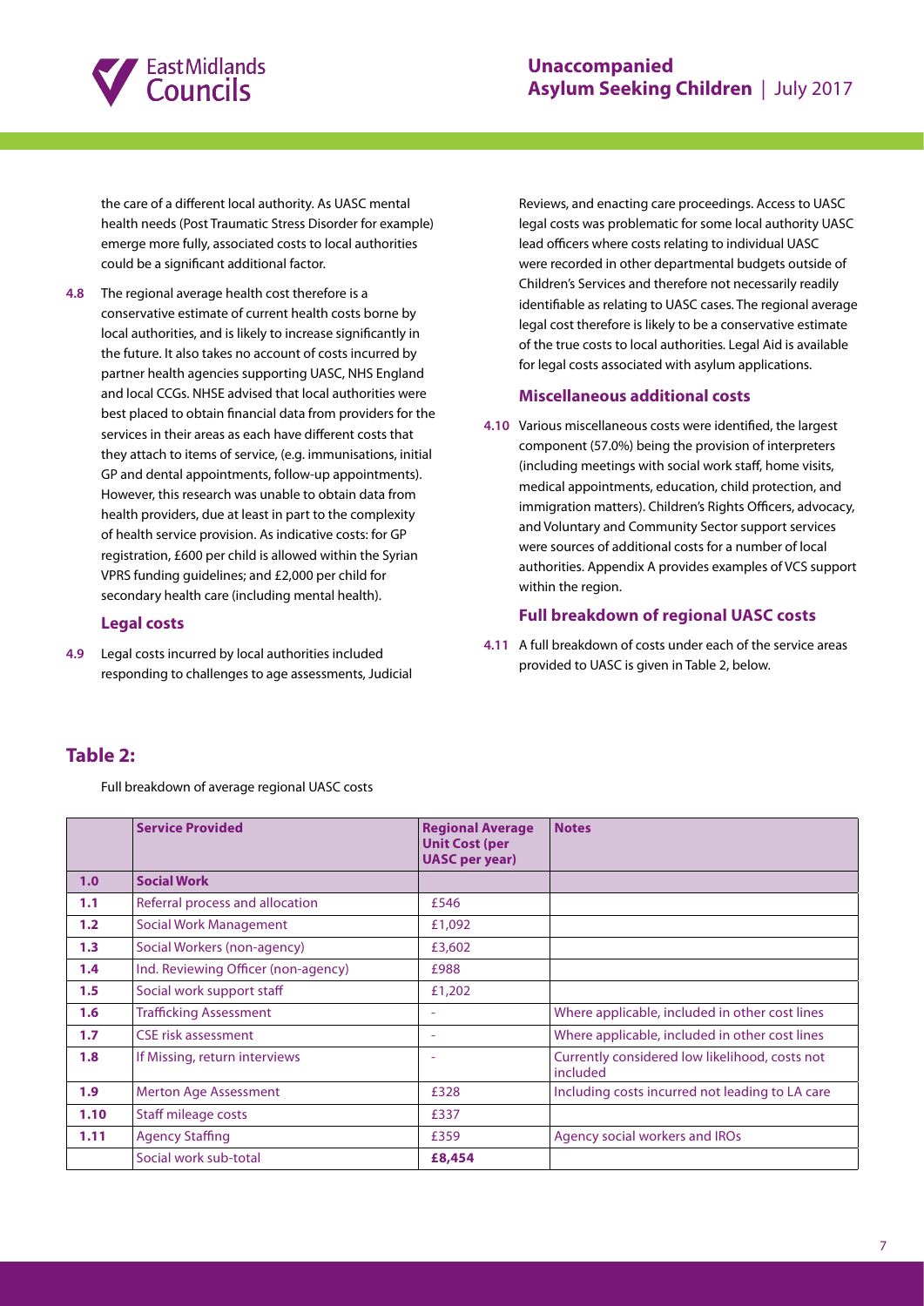the care of a different local authority. As UASC mental health needs (Post Traumatic Stress Disorder for example) emerge more fully, associated costs to local authorities could be a significant additional factor.

**4.8** The regional average health cost therefore is a conservative estimate of current health costs borne by local authorities, and is likely to increase significantly in the future. It also takes no account of costs incurred by partner health agencies supporting UASC, NHS England and local CCGs. NHSE advised that local authorities were best placed to obtain financial data from providers for the services in their areas as each have different costs that they attach to items of service, (e.g. immunisations, initial GP and dental appointments, follow-up appointments). However, this research was unable to obtain data from health providers, due at least in part to the complexity of health service provision. As indicative costs: for GP registration, £600 per child is allowed within the Syrian VPRS funding guidelines; and £2,000 per child for secondary health care (including mental health).

### Legal costs

**4.9** Legal costs incurred by local authorities included responding to challenges to age assessments, Judicial Reviews, and enacting care proceedings. Access to UASC legal costs was problematic for some local authority UASC lead officers where costs relating to individual UASC were recorded in other departmental budgets outside of Children's Services and therefore not necessarily readily identifiable as relating to UASC cases. The regional average legal cost therefore is likely to be a conservative estimate of the true costs to local authorities. Legal Aid is available for legal costs associated with asylum applications.

### Miscellaneous additional costs

**4.10** Various miscellaneous costs were identified, the largest component (57.0%) being the provision of interpreters (including meetings with social work staff, home visits, medical appointments, education, child protection, and immigration matters). Children's Rights Officers, advocacy, and Voluntary and Community Sector support services were sources of additional costs for a number of local authorities. Appendix A provides examples of VCS support within the region.

### Full breakdown of regional UASC costs

**4.11** A full breakdown of costs under each of the service areas provided to UASC is given in Table 2, below.

## Table 2:

Full breakdown of average regional UASC costs

| | Service Provided | Regional Average Unit Cost (per UASC per year) | Notes |
|---|---|---|---|
| **1.0** | **Social Work** | | |
| **1.1** | Referral process and allocation | £546 | |
| **1.2** | Social Work Management | £1,092 | |
| **1.3** | Social Workers (non-agency) | £3,602 | |
| **1.4** | Ind. Reviewing Officer (non-agency) | £988 | |
| **1.5** | Social work support staff | £1,202 | |
| **1.6** | Trafficking Assessment | - | Where applicable, included in other cost lines |
| **1.7** | CSE risk assessment | - | Where applicable, included in other cost lines |
| **1.8** | If Missing, return interviews | - | Currently considered low likelihood, costs not included |
| **1.9** | Merton Age Assessment | £328 | Including costs incurred not leading to LA care |
| **1.10** | Staff mileage costs | £337 | |
| **1.11** | Agency Staffing | £359 | Agency social workers and IROs |
| | Social work sub-total | **£8,454** | |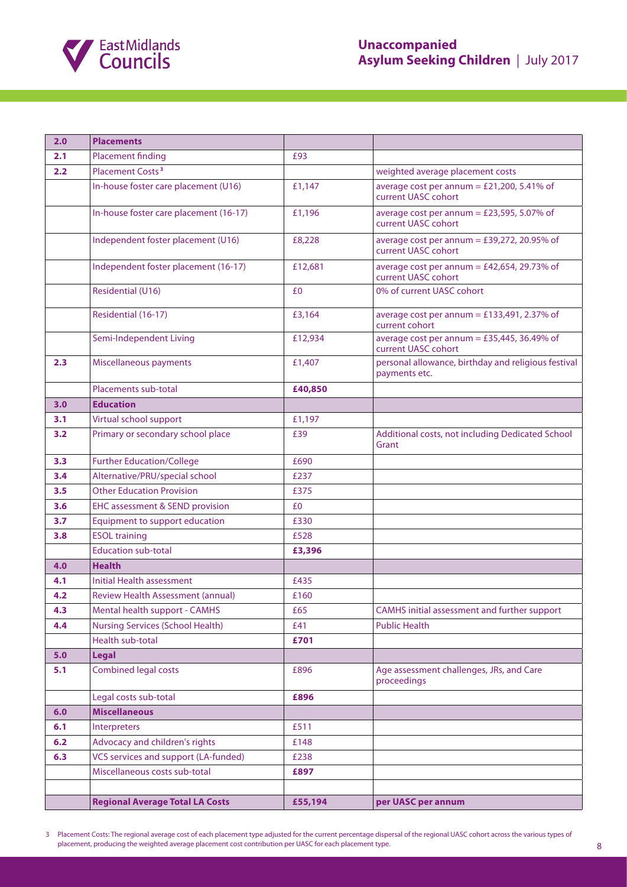| 2.0 | **Placements** | | |
|---|---|---|---|
| 2.1 | Placement finding | £93 | |
| 2.2 | Placement Costs[3] | | weighted average placement costs |
| | In-house foster care placement (U16) | £1,147 | average cost per annum = £21,200, 5.41% of current UASC cohort |
| | In-house foster care placement (16-17) | £1,196 | average cost per annum = £23,595, 5.07% of current UASC cohort |
| | Independent foster placement (U16) | £8,228 | average cost per annum = £39,272, 20.95% of current UASC cohort |
| | Independent foster placement (16-17) | £12,681 | average cost per annum = £42,654, 29.73% of current UASC cohort |
| | Residential (U16) | £0 | 0% of current UASC cohort |
| | Residential (16-17) | £3,164 | average cost per annum = £133,491, 2.37% of current cohort |
| | Semi-Independent Living | £12,934 | average cost per annum = £35,445, 36.49% of current UASC cohort |
| 2.3 | Miscellaneous payments | £1,407 | personal allowance, birthday and religious festival payments etc. |
| | Placements sub-total | **£40,850** | |
| 3.0 | **Education** | | |
| 3.1 | Virtual school support | £1,197 | |
| 3.2 | Primary or secondary school place | £39 | Additional costs, not including Dedicated School Grant |
| 3.3 | Further Education/College | £690 | |
| 3.4 | Alternative/PRU/special school | £237 | |
| 3.5 | Other Education Provision | £375 | |
| 3.6 | EHC assessment & SEND provision | £0 | |
| 3.7 | Equipment to support education | £330 | |
| 3.8 | ESOL training | £528 | |
| | Education sub-total | **£3,396** | |
| 4.0 | **Health** | | |
| 4.1 | Initial Health assessment | £435 | |
| 4.2 | Review Health Assessment (annual) | £160 | |
| 4.3 | Mental health support - CAMHS | £65 | CAMHS initial assessment and further support |
| 4.4 | Nursing Services (School Health) | £41 | Public Health |
| | Health sub-total | **£701** | |
| 5.0 | **Legal** | | |
| 5.1 | Combined legal costs | £896 | Age assessment challenges, JRs, and Care proceedings |
| | Legal costs sub-total | **£896** | |
| 6.0 | **Miscellaneous** | | |
| 6.1 | Interpreters | £511 | |
| 6.2 | Advocacy and children's rights | £148 | |
| 6.3 | VCS services and support (LA-funded) | £238 | |
| | Miscellaneous costs sub-total | **£897** | |
| | | | |
| | **Regional Average Total LA Costs** | **£55,194** | **per UASC per annum** |

3 Placement Costs: The regional average cost of each placement type adjusted for the current percentage dispersal of the regional UASC cohort across the various types of placement, producing the weighted average placement cost contribution per UASC for each placement type.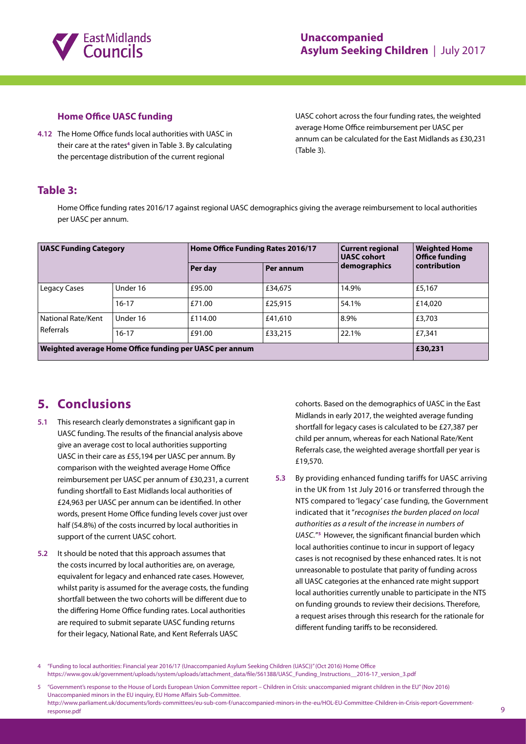### Home Office UASC funding

**4.12** The Home Office funds local authorities with UASC in their care at the rates[4] given in Table 3. By calculating the percentage distribution of the current regional UASC cohort across the four funding rates, the weighted average Home Office reimbursement per UASC per annum can be calculated for the East Midlands as £30,231 (Table 3).

## Table 3:

Home Office funding rates 2016/17 against regional UASC demographics giving the average reimbursement to local authorities per UASC per annum.

| UASC Funding Category | | Home Office Funding Rates 2016/17 | | Current regional UASC cohort demographics | Weighted Home Office funding contribution |
|---|---|---|---|---|---|
| | | Per day | Per annum | | |
| Legacy Cases | Under 16 | £95.00 | £34,675 | 14.9% | £5,167 |
| | 16-17 | £71.00 | £25,915 | 54.1% | £14,020 |
| National Rate/Kent Referrals | Under 16 | £114.00 | £41,610 | 8.9% | £3,703 |
| | 16-17 | £91.00 | £33,215 | 22.1% | £7,341 |
| **Weighted average Home Office funding per UASC per annum** | | | | | **£30,231** |

## 5. Conclusions

**5.1** This research clearly demonstrates a significant gap in UASC funding. The results of the financial analysis above give an average cost to local authorities supporting UASC in their care as £55,194 per UASC per annum. By comparison with the weighted average Home Office reimbursement per UASC per annum of £30,231, a current funding shortfall to East Midlands local authorities of £24,963 per UASC per annum can be identified. In other words, present Home Office funding levels cover just over half (54.8%) of the costs incurred by local authorities in support of the current UASC cohort.

**5.2** It should be noted that this approach assumes that the costs incurred by local authorities are, on average, equivalent for legacy and enhanced rate cases. However, whilst parity is assumed for the average costs, the funding shortfall between the two cohorts will be different due to the differing Home Office funding rates. Local authorities are required to submit separate UASC funding returns for their legacy, National Rate, and Kent Referrals UASC cohorts. Based on the demographics of UASC in the East Midlands in early 2017, the weighted average funding shortfall for legacy cases is calculated to be £27,387 per child per annum, whereas for each National Rate/Kent Referrals case, the weighted average shortfall per year is £19,570.

**5.3** By providing enhanced funding tariffs for UASC arriving in the UK from 1st July 2016 or transferred through the NTS compared to 'legacy' case funding, the Government indicated that it "*recognises the burden placed on local authorities as a result of the increase in numbers of UASC*."[5] However, the significant financial burden which local authorities continue to incur in support of legacy cases is not recognised by these enhanced rates. It is not unreasonable to postulate that parity of funding across all UASC categories at the enhanced rate might support local authorities currently unable to participate in the NTS on funding grounds to review their decisions. Therefore, a request arises through this research for the rationale for different funding tariffs to be reconsidered.

---

4 "Funding to local authorities: Financial year 2016/17 (Unaccompanied Asylum Seeking Children (UASC))" (Oct 2016) Home Office https://www.gov.uk/government/uploads/system/uploads/attachment_data/file/561388/UASC_Funding_Instructions__2016-17_version_3.pdf

5 "Government's response to the House of Lords European Union Committee report – Children in Crisis: unaccompanied migrant children in the EU" (Nov 2016) Unaccompanied minors in the EU inquiry, EU Home Affairs Sub-Committee. http://www.parliament.uk/documents/lords-committees/eu-sub-com-f/unaccompanied-minors-in-the-eu/HOL-EU-Committee-Children-in-Crisis-report-Government-response.pdf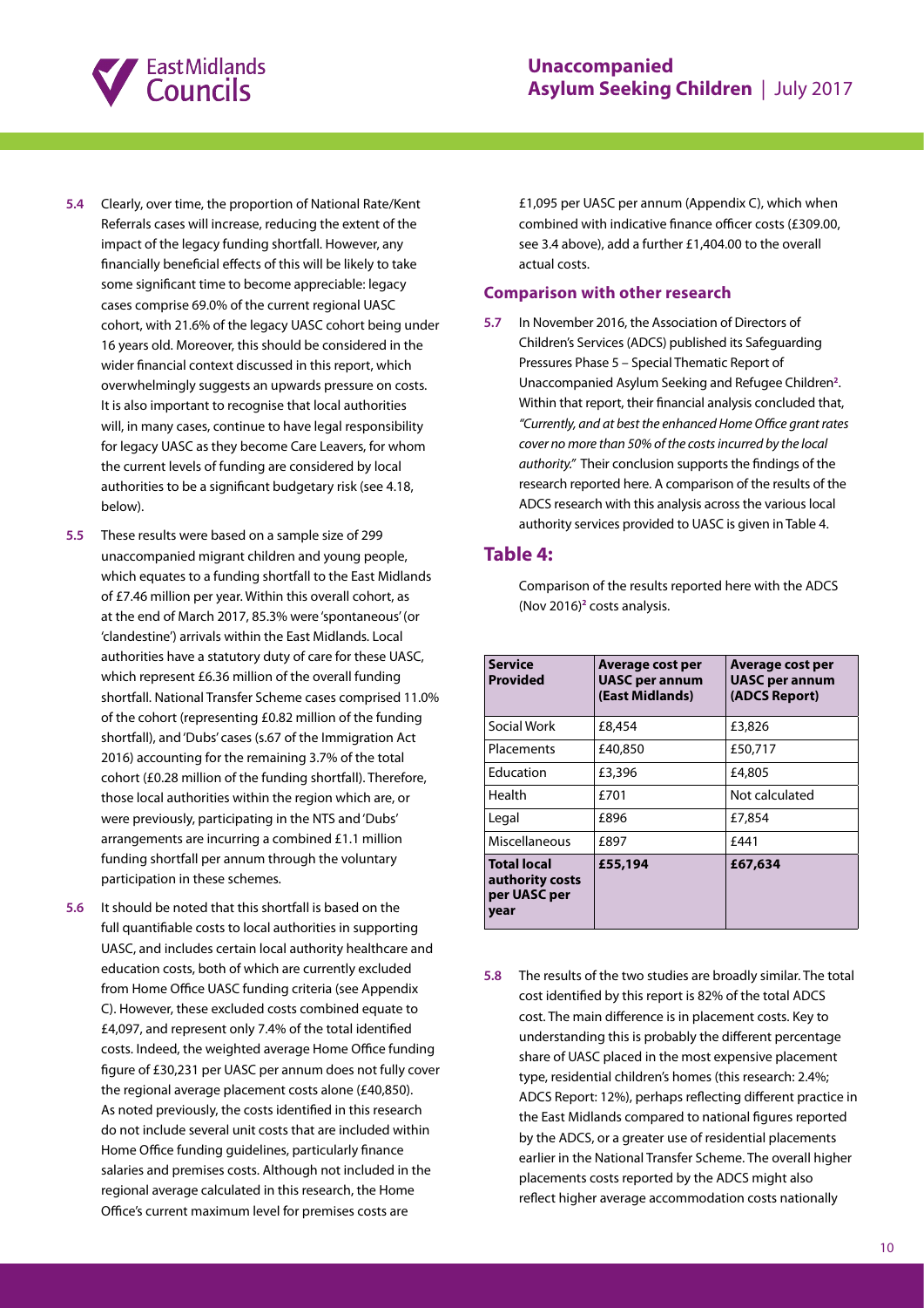**5.4** Clearly, over time, the proportion of National Rate/Kent Referrals cases will increase, reducing the extent of the impact of the legacy funding shortfall. However, any financially beneficial effects of this will be likely to take some significant time to become appreciable: legacy cases comprise 69.0% of the current regional UASC cohort, with 21.6% of the legacy UASC cohort being under 16 years old. Moreover, this should be considered in the wider financial context discussed in this report, which overwhelmingly suggests an upwards pressure on costs. It is also important to recognise that local authorities will, in many cases, continue to have legal responsibility for legacy UASC as they become Care Leavers, for whom the current levels of funding are considered by local authorities to be a significant budgetary risk (see 4.18, below).

**5.5** These results were based on a sample size of 299 unaccompanied migrant children and young people, which equates to a funding shortfall to the East Midlands of £7.46 million per year. Within this overall cohort, as at the end of March 2017, 85.3% were 'spontaneous' (or 'clandestine') arrivals within the East Midlands. Local authorities have a statutory duty of care for these UASC, which represent £6.36 million of the overall funding shortfall. National Transfer Scheme cases comprised 11.0% of the cohort (representing £0.82 million of the funding shortfall), and 'Dubs' cases (s.67 of the Immigration Act 2016) accounting for the remaining 3.7% of the total cohort (£0.28 million of the funding shortfall). Therefore, those local authorities within the region which are, or were previously, participating in the NTS and 'Dubs' arrangements are incurring a combined £1.1 million funding shortfall per annum through the voluntary participation in these schemes.

**5.6** It should be noted that this shortfall is based on the full quantifiable costs to local authorities in supporting UASC, and includes certain local authority healthcare and education costs, both of which are currently excluded from Home Office UASC funding criteria (see Appendix C). However, these excluded costs combined equate to £4,097, and represent only 7.4% of the total identified costs. Indeed, the weighted average Home Office funding figure of £30,231 per UASC per annum does not fully cover the regional average placement costs alone (£40,850). As noted previously, the costs identified in this research do not include several unit costs that are included within Home Office funding guidelines, particularly finance salaries and premises costs. Although not included in the regional average calculated in this research, the Home Office's current maximum level for premises costs are £1,095 per UASC per annum (Appendix C), which when combined with indicative finance officer costs (£309.00, see 3.4 above), add a further £1,404.00 to the overall actual costs.

### Comparison with other research

**5.7** In November 2016, the Association of Directors of Children's Services (ADCS) published its Safeguarding Pressures Phase 5 – Special Thematic Report of Unaccompanied Asylum Seeking and Refugee Children[2]. Within that report, their financial analysis concluded that, *"Currently, and at best the enhanced Home Office grant rates cover no more than 50% of the costs incurred by the local authority."* Their conclusion supports the findings of the research reported here. A comparison of the results of the ADCS research with this analysis across the various local authority services provided to UASC is given in Table 4.

## Table 4:

Comparison of the results reported here with the ADCS (Nov 2016)[2] costs analysis.

| Service Provided | Average cost per UASC per annum (East Midlands) | Average cost per UASC per annum (ADCS Report) |
|---|---|---|
| Social Work | £8,454 | £3,826 |
| Placements | £40,850 | £50,717 |
| Education | £3,396 | £4,805 |
| Health | £701 | Not calculated |
| Legal | £896 | £7,854 |
| Miscellaneous | £897 | £441 |
| **Total local authority costs per UASC per year** | **£55,194** | **£67,634** |

**5.8** The results of the two studies are broadly similar. The total cost identified by this report is 82% of the total ADCS cost. The main difference is in placement costs. Key to understanding this is probably the different percentage share of UASC placed in the most expensive placement type, residential children's homes (this research: 2.4%; ADCS Report: 12%), perhaps reflecting different practice in the East Midlands compared to national figures reported by the ADCS, or a greater use of residential placements earlier in the National Transfer Scheme. The overall higher placements costs reported by the ADCS might also reflect higher average accommodation costs nationally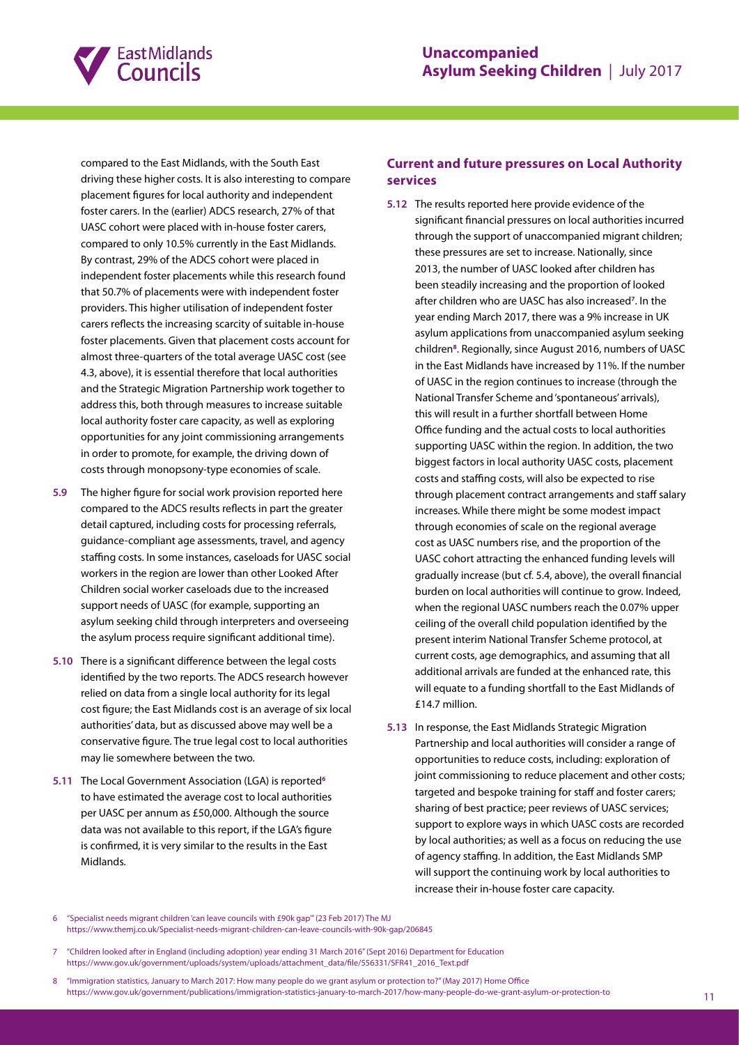compared to the East Midlands, with the South East driving these higher costs. It is also interesting to compare placement figures for local authority and independent foster carers. In the (earlier) ADCS research, 27% of that UASC cohort were placed with in-house foster carers, compared to only 10.5% currently in the East Midlands. By contrast, 29% of the ADCS cohort were placed in independent foster placements while this research found that 50.7% of placements were with independent foster providers. This higher utilisation of independent foster carers reflects the increasing scarcity of suitable in-house foster placements. Given that placement costs account for almost three-quarters of the total average UASC cost (see 4.3, above), it is essential therefore that local authorities and the Strategic Migration Partnership work together to address this, both through measures to increase suitable local authority foster care capacity, as well as exploring opportunities for any joint commissioning arrangements in order to promote, for example, the driving down of costs through monopsony-type economies of scale.

**5.9** The higher figure for social work provision reported here compared to the ADCS results reflects in part the greater detail captured, including costs for processing referrals, guidance-compliant age assessments, travel, and agency staffing costs. In some instances, caseloads for UASC social workers in the region are lower than other Looked After Children social worker caseloads due to the increased support needs of UASC (for example, supporting an asylum seeking child through interpreters and overseeing the asylum process require significant additional time).

**5.10** There is a significant difference between the legal costs identified by the two reports. The ADCS research however relied on data from a single local authority for its legal cost figure; the East Midlands cost is an average of six local authorities' data, but as discussed above may well be a conservative figure. The true legal cost to local authorities may lie somewhere between the two.

**5.11** The Local Government Association (LGA) is reported[6] to have estimated the average cost to local authorities per UASC per annum as £50,000. Although the source data was not available to this report, if the LGA's figure is confirmed, it is very similar to the results in the East Midlands.

### Current and future pressures on Local Authority services

**5.12** The results reported here provide evidence of the significant financial pressures on local authorities incurred through the support of unaccompanied migrant children; these pressures are set to increase. Nationally, since 2013, the number of UASC looked after children has been steadily increasing and the proportion of looked after children who are UASC has also increased[7]. In the year ending March 2017, there was a 9% increase in UK asylum applications from unaccompanied asylum seeking children[8]. Regionally, since August 2016, numbers of UASC in the East Midlands have increased by 11%. If the number of UASC in the region continues to increase (through the National Transfer Scheme and 'spontaneous' arrivals), this will result in a further shortfall between Home Office funding and the actual costs to local authorities supporting UASC within the region. In addition, the two biggest factors in local authority UASC costs, placement costs and staffing costs, will also be expected to rise through placement contract arrangements and staff salary increases. While there might be some modest impact through economies of scale on the regional average cost as UASC numbers rise, and the proportion of the UASC cohort attracting the enhanced funding levels will gradually increase (but cf. 5.4, above), the overall financial burden on local authorities will continue to grow. Indeed, when the regional UASC numbers reach the 0.07% upper ceiling of the overall child population identified by the present interim National Transfer Scheme protocol, at current costs, age demographics, and assuming that all additional arrivals are funded at the enhanced rate, this will equate to a funding shortfall to the East Midlands of £14.7 million.

**5.13** In response, the East Midlands Strategic Migration Partnership and local authorities will consider a range of opportunities to reduce costs, including: exploration of joint commissioning to reduce placement and other costs; targeted and bespoke training for staff and foster carers; sharing of best practice; peer reviews of UASC services; support to explore ways in which UASC costs are recorded by local authorities; as well as a focus on reducing the use of agency staffing. In addition, the East Midlands SMP will support the continuing work by local authorities to increase their in-house foster care capacity.

---

6 "Specialist needs migrant children 'can leave councils with £90k gap'" (23 Feb 2017) The MJ https://www.themj.co.uk/Specialist-needs-migrant-children-can-leave-councils-with-90k-gap/206845

7 "Children looked after in England (including adoption) year ending 31 March 2016" (Sept 2016) Department for Education https://www.gov.uk/government/uploads/system/uploads/attachment_data/file/556331/SFR41_2016_Text.pdf

8 "Immigration statistics, January to March 2017: How many people do we grant asylum or protection to?" (May 2017) Home Office https://www.gov.uk/government/publications/immigration-statistics-january-to-march-2017/how-many-people-do-we-grant-asylum-or-protection-to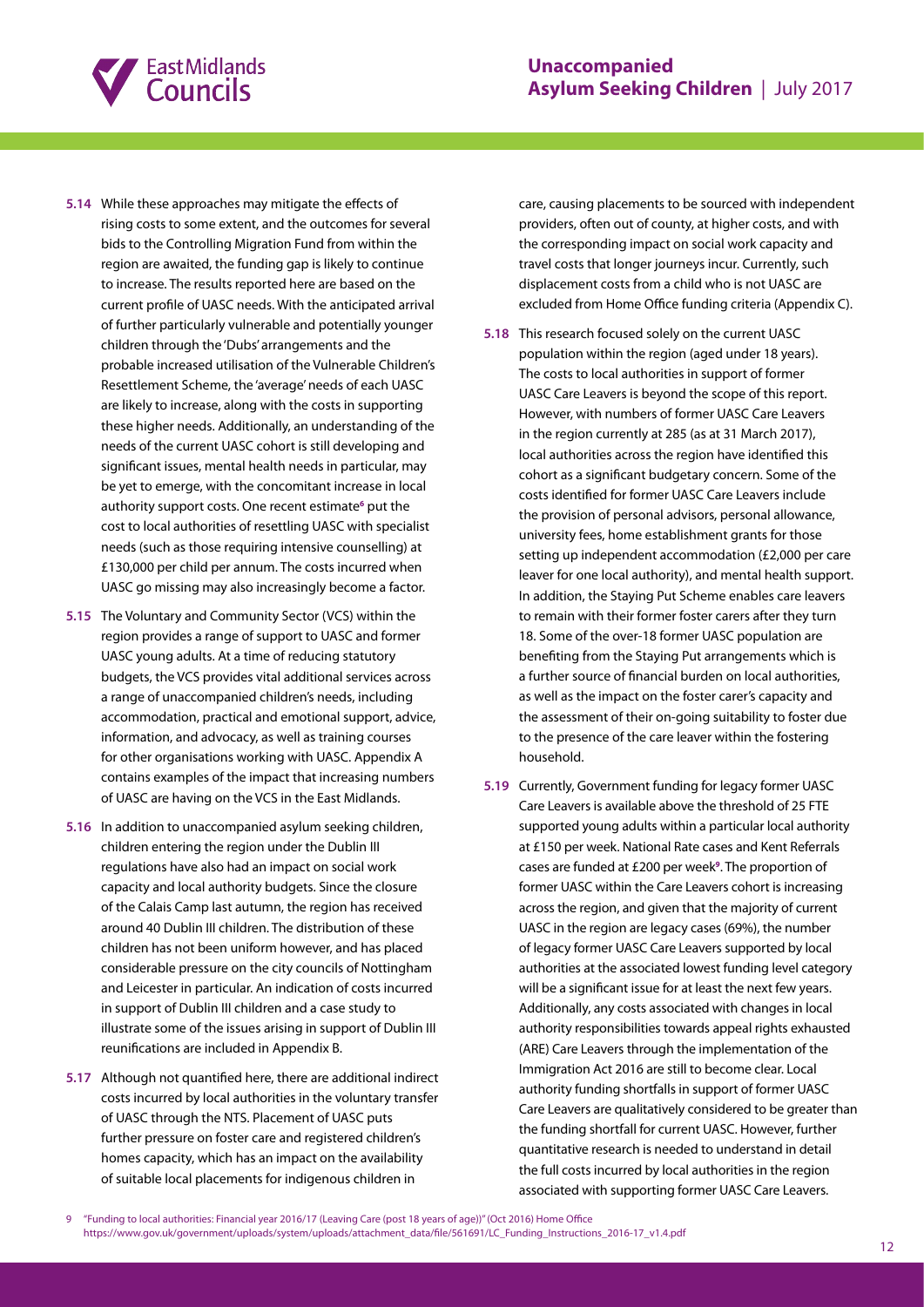**5.14** While these approaches may mitigate the effects of rising costs to some extent, and the outcomes for several bids to the Controlling Migration Fund from within the region are awaited, the funding gap is likely to continue to increase. The results reported here are based on the current profile of UASC needs. With the anticipated arrival of further particularly vulnerable and potentially younger children through the 'Dubs' arrangements and the probable increased utilisation of the Vulnerable Children's Resettlement Scheme, the 'average' needs of each UASC are likely to increase, along with the costs in supporting these higher needs. Additionally, an understanding of the needs of the current UASC cohort is still developing and significant issues, mental health needs in particular, may be yet to emerge, with the concomitant increase in local authority support costs. One recent estimate[6] put the cost to local authorities of resettling UASC with specialist needs (such as those requiring intensive counselling) at £130,000 per child per annum. The costs incurred when UASC go missing may also increasingly become a factor.

**5.15** The Voluntary and Community Sector (VCS) within the region provides a range of support to UASC and former UASC young adults. At a time of reducing statutory budgets, the VCS provides vital additional services across a range of unaccompanied children's needs, including accommodation, practical and emotional support, advice, information, and advocacy, as well as training courses for other organisations working with UASC. Appendix A contains examples of the impact that increasing numbers of UASC are having on the VCS in the East Midlands.

**5.16** In addition to unaccompanied asylum seeking children, children entering the region under the Dublin III regulations have also had an impact on social work capacity and local authority budgets. Since the closure of the Calais Camp last autumn, the region has received around 40 Dublin III children. The distribution of these children has not been uniform however, and has placed considerable pressure on the city councils of Nottingham and Leicester in particular. An indication of costs incurred in support of Dublin III children and a case study to illustrate some of the issues arising in support of Dublin III reunifications are included in Appendix B.

**5.17** Although not quantified here, there are additional indirect costs incurred by local authorities in the voluntary transfer of UASC through the NTS. Placement of UASC puts further pressure on foster care and registered children's homes capacity, which has an impact on the availability of suitable local placements for indigenous children in care, causing placements to be sourced with independent providers, often out of county, at higher costs, and with the corresponding impact on social work capacity and travel costs that longer journeys incur. Currently, such displacement costs from a child who is not UASC are excluded from Home Office funding criteria (Appendix C).

**5.18** This research focused solely on the current UASC population within the region (aged under 18 years). The costs to local authorities in support of former UASC Care Leavers is beyond the scope of this report. However, with numbers of former UASC Care Leavers in the region currently at 285 (as at 31 March 2017), local authorities across the region have identified this cohort as a significant budgetary concern. Some of the costs identified for former UASC Care Leavers include the provision of personal advisors, personal allowance, university fees, home establishment grants for those setting up independent accommodation (£2,000 per care leaver for one local authority), and mental health support. In addition, the Staying Put Scheme enables care leavers to remain with their former foster carers after they turn 18. Some of the over-18 former UASC population are benefiting from the Staying Put arrangements which is a further source of financial burden on local authorities, as well as the impact on the foster carer's capacity and the assessment of their on-going suitability to foster due to the presence of the care leaver within the fostering household.

**5.19** Currently, Government funding for legacy former UASC Care Leavers is available above the threshold of 25 FTE supported young adults within a particular local authority at £150 per week. National Rate cases and Kent Referrals cases are funded at £200 per week[9]. The proportion of former UASC within the Care Leavers cohort is increasing across the region, and given that the majority of current UASC in the region are legacy cases (69%), the number of legacy former UASC Care Leavers supported by local authorities at the associated lowest funding level category will be a significant issue for at least the next few years. Additionally, any costs associated with changes in local authority responsibilities towards appeal rights exhausted (ARE) Care Leavers through the implementation of the Immigration Act 2016 are still to become clear. Local authority funding shortfalls in support of former UASC Care Leavers are qualitatively considered to be greater than the funding shortfall for current UASC. However, further quantitative research is needed to understand in detail the full costs incurred by local authorities in the region associated with supporting former UASC Care Leavers.

9 "Funding to local authorities: Financial year 2016/17 (Leaving Care (post 18 years of age))" (Oct 2016) Home Office https://www.gov.uk/government/uploads/system/uploads/attachment_data/file/561691/LC_Funding_Instructions_2016-17_v1.4.pdf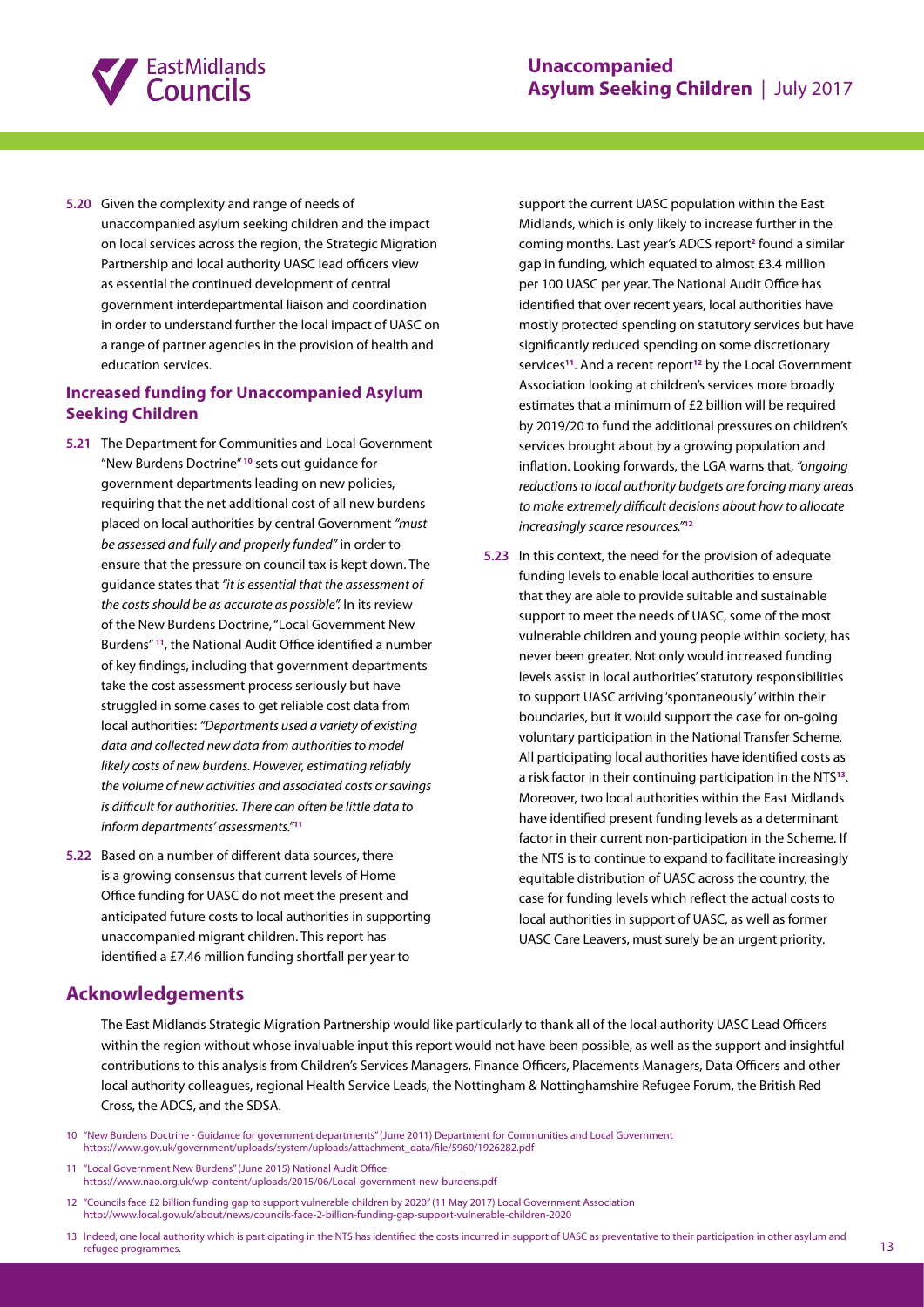**5.20** Given the complexity and range of needs of unaccompanied asylum seeking children and the impact on local services across the region, the Strategic Migration Partnership and local authority UASC lead officers view as essential the continued development of central government interdepartmental liaison and coordination in order to understand further the local impact of UASC on a range of partner agencies in the provision of health and education services.

### Increased funding for Unaccompanied Asylum Seeking Children

**5.21** The Department for Communities and Local Government "New Burdens Doctrine"[10] sets out guidance for government departments leading on new policies, requiring that the net additional cost of all new burdens placed on local authorities by central Government *"must be assessed and fully and properly funded"* in order to ensure that the pressure on council tax is kept down. The guidance states that *"it is essential that the assessment of the costs should be as accurate as possible".* In its review of the New Burdens Doctrine, "Local Government New Burdens"[11], the National Audit Office identified a number of key findings, including that government departments take the cost assessment process seriously but have struggled in some cases to get reliable cost data from local authorities: *"Departments used a variety of existing data and collected new data from authorities to model likely costs of new burdens. However, estimating reliably the volume of new activities and associated costs or savings is difficult for authorities. There can often be little data to inform departments' assessments."*[11]

**5.22** Based on a number of different data sources, there is a growing consensus that current levels of Home Office funding for UASC do not meet the present and anticipated future costs to local authorities in supporting unaccompanied migrant children. This report has identified a £7.46 million funding shortfall per year to support the current UASC population within the East Midlands, which is only likely to increase further in the coming months. Last year's ADCS report[2] found a similar gap in funding, which equated to almost £3.4 million per 100 UASC per year. The National Audit Office has identified that over recent years, local authorities have mostly protected spending on statutory services but have significantly reduced spending on some discretionary services[11]. And a recent report[12] by the Local Government Association looking at children's services more broadly estimates that a minimum of £2 billion will be required by 2019/20 to fund the additional pressures on children's services brought about by a growing population and inflation. Looking forwards, the LGA warns that, *"ongoing reductions to local authority budgets are forcing many areas to make extremely difficult decisions about how to allocate increasingly scarce resources."*[12]

**5.23** In this context, the need for the provision of adequate funding levels to enable local authorities to ensure that they are able to provide suitable and sustainable support to meet the needs of UASC, some of the most vulnerable children and young people within society, has never been greater. Not only would increased funding levels assist in local authorities' statutory responsibilities to support UASC arriving 'spontaneously' within their boundaries, but it would support the case for on-going voluntary participation in the National Transfer Scheme. All participating local authorities have identified costs as a risk factor in their continuing participation in the NTS[13]. Moreover, two local authorities within the East Midlands have identified present funding levels as a determinant factor in their current non-participation in the Scheme. If the NTS is to continue to expand to facilitate increasingly equitable distribution of UASC across the country, the case for funding levels which reflect the actual costs to local authorities in support of UASC, as well as former UASC Care Leavers, must surely be an urgent priority.

## Acknowledgements

The East Midlands Strategic Migration Partnership would like particularly to thank all of the local authority UASC Lead Officers within the region without whose invaluable input this report would not have been possible, as well as the support and insightful contributions to this analysis from Children's Services Managers, Finance Officers, Placements Managers, Data Officers and other local authority colleagues, regional Health Service Leads, the Nottingham & Nottinghamshire Refugee Forum, the British Red Cross, the ADCS, and the SDSA.

---

10 "New Burdens Doctrine - Guidance for government departments" (June 2011) Department for Communities and Local Government https://www.gov.uk/government/uploads/system/uploads/attachment_data/file/5960/1926282.pdf

11 "Local Government New Burdens" (June 2015) National Audit Office https://www.nao.org.uk/wp-content/uploads/2015/06/Local-government-new-burdens.pdf

12 "Councils face £2 billion funding gap to support vulnerable children by 2020" (11 May 2017) Local Government Association http://www.local.gov.uk/about/news/councils-face-2-billion-funding-gap-support-vulnerable-children-2020

13 Indeed, one local authority which is participating in the NTS has identified the costs incurred in support of UASC as preventative to their participation in other asylum and refugee programmes.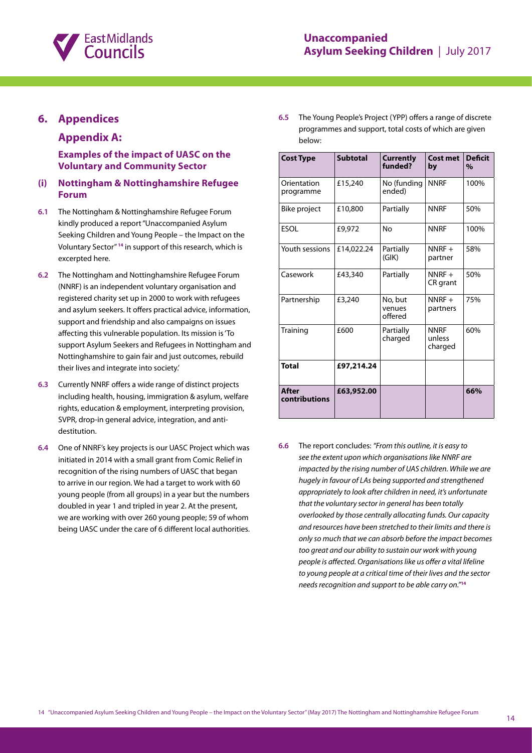# 6. Appendices

## Appendix A:

### Examples of the impact of UASC on the Voluntary and Community Sector

### (i) Nottingham & Nottinghamshire Refugee Forum

**6.1** The Nottingham & Nottinghamshire Refugee Forum kindly produced a report "Unaccompanied Asylum Seeking Children and Young People – the Impact on the Voluntary Sector"[14] in support of this research, which is excerpted here.

**6.2** The Nottingham and Nottinghamshire Refugee Forum (NNRF) is an independent voluntary organisation and registered charity set up in 2000 to work with refugees and asylum seekers. It offers practical advice, information, support and friendship and also campaigns on issues affecting this vulnerable population. Its mission is 'To support Asylum Seekers and Refugees in Nottingham and Nottinghamshire to gain fair and just outcomes, rebuild their lives and integrate into society.'

**6.3** Currently NNRF offers a wide range of distinct projects including health, housing, immigration & asylum, welfare rights, education & employment, interpreting provision, SVPR, drop-in general advice, integration, and anti-destitution.

**6.4** One of NNRF's key projects is our UASC Project which was initiated in 2014 with a small grant from Comic Relief in recognition of the rising numbers of UASC that began to arrive in our region. We had a target to work with 60 young people (from all groups) in a year but the numbers doubled in year 1 and tripled in year 2. At the present, we are working with over 260 young people; 59 of whom being UASC under the care of 6 different local authorities.

**6.5** The Young People's Project (YPP) offers a range of discrete programmes and support, total costs of which are given below:

| Cost Type | Subtotal | Currently funded? | Cost met by | Deficit % |
|---|---|---|---|---|
| Orientation programme | £15,240 | No (funding ended) | NNRF | 100% |
| Bike project | £10,800 | Partially | NNRF | 50% |
| ESOL | £9,972 | No | NNRF | 100% |
| Youth sessions | £14,022.24 | Partially (GIK) | NNRF + partner | 58% |
| Casework | £43,340 | Partially | NNRF + CR grant | 50% |
| Partnership | £3,240 | No, but venues offered | NNRF + partners | 75% |
| Training | £600 | Partially charged | NNRF unless charged | 60% |
| **Total** | **£97,214.24** | | | |
| **After contributions** | **£63,952.00** | | | **66%** |

**6.6** The report concludes: *"From this outline, it is easy to see the extent upon which organisations like NNRF are impacted by the rising number of UAS children. While we are hugely in favour of LAs being supported and strengthened appropriately to look after children in need, it's unfortunate that the voluntary sector in general has been totally overlooked by those centrally allocating funds. Our capacity and resources have been stretched to their limits and there is only so much that we can absorb before the impact becomes too great and our ability to sustain our work with young people is affected. Organisations like us offer a vital lifeline to young people at a critical time of their lives and the sector needs recognition and support to be able carry on."*[14]

14 "Unaccompanied Asylum Seeking Children and Young People – the Impact on the Voluntary Sector" (May 2017) The Nottingham and Nottinghamshire Refugee Forum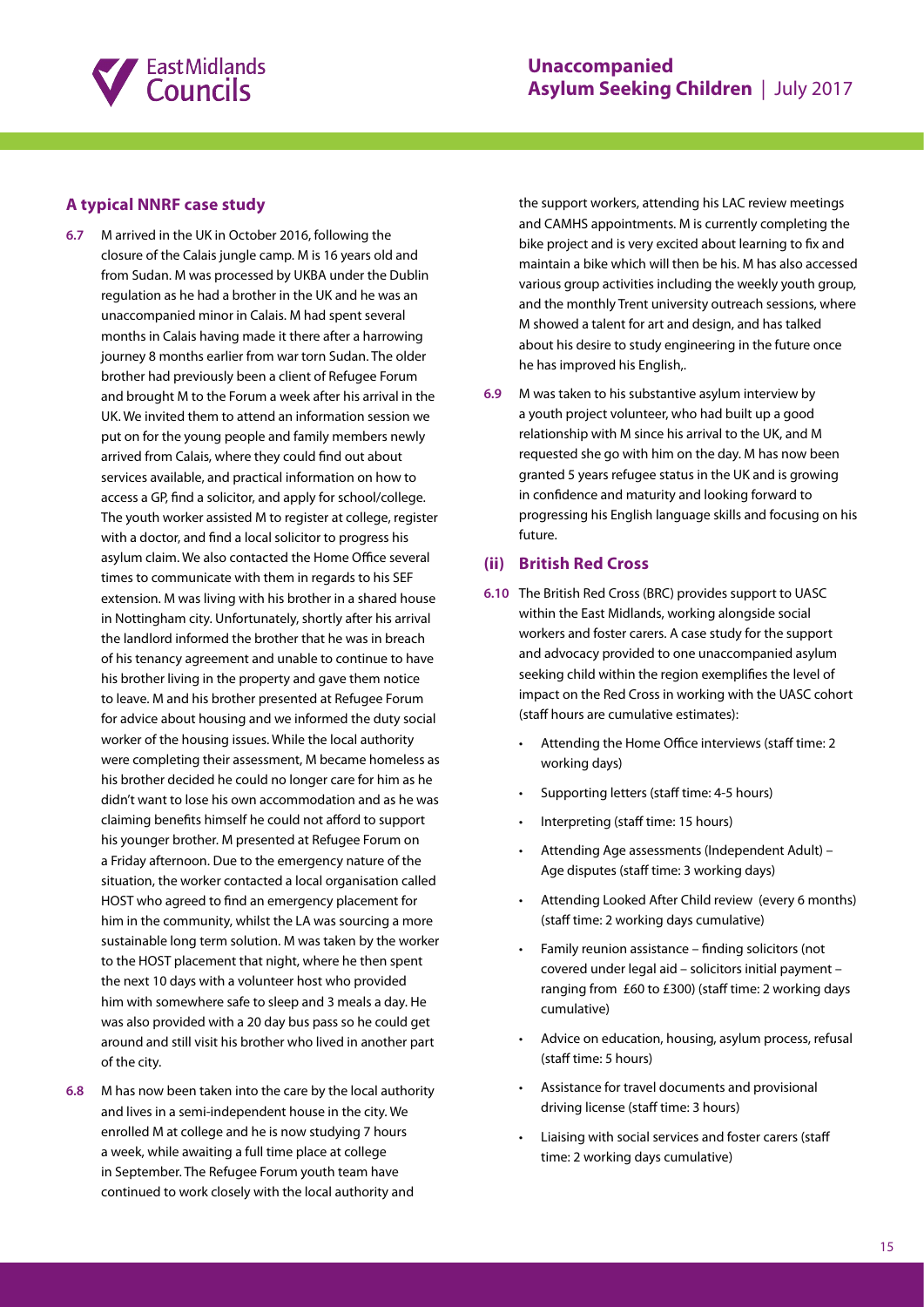### A typical NNRF case study

**6.7** M arrived in the UK in October 2016, following the closure of the Calais jungle camp. M is 16 years old and from Sudan. M was processed by UKBA under the Dublin regulation as he had a brother in the UK and he was an unaccompanied minor in Calais. M had spent several months in Calais having made it there after a harrowing journey 8 months earlier from war torn Sudan. The older brother had previously been a client of Refugee Forum and brought M to the Forum a week after his arrival in the UK. We invited them to attend an information session we put on for the young people and family members newly arrived from Calais, where they could find out about services available, and practical information on how to access a GP, find a solicitor, and apply for school/college. The youth worker assisted M to register at college, register with a doctor, and find a local solicitor to progress his asylum claim. We also contacted the Home Office several times to communicate with them in regards to his SEF extension. M was living with his brother in a shared house in Nottingham city. Unfortunately, shortly after his arrival the landlord informed the brother that he was in breach of his tenancy agreement and unable to continue to have his brother living in the property and gave them notice to leave. M and his brother presented at Refugee Forum for advice about housing and we informed the duty social worker of the housing issues. While the local authority were completing their assessment, M became homeless as his brother decided he could no longer care for him as he didn't want to lose his own accommodation and as he was claiming benefits himself he could not afford to support his younger brother. M presented at Refugee Forum on a Friday afternoon. Due to the emergency nature of the situation, the worker contacted a local organisation called HOST who agreed to find an emergency placement for him in the community, whilst the LA was sourcing a more sustainable long term solution. M was taken by the worker to the HOST placement that night, where he then spent the next 10 days with a volunteer host who provided him with somewhere safe to sleep and 3 meals a day. He was also provided with a 20 day bus pass so he could get around and still visit his brother who lived in another part of the city.

**6.8** M has now been taken into the care by the local authority and lives in a semi-independent house in the city. We enrolled M at college and he is now studying 7 hours a week, while awaiting a full time place at college in September. The Refugee Forum youth team have continued to work closely with the local authority and the support workers, attending his LAC review meetings and CAMHS appointments. M is currently completing the bike project and is very excited about learning to fix and maintain a bike which will then be his. M has also accessed various group activities including the weekly youth group, and the monthly Trent university outreach sessions, where M showed a talent for art and design, and has talked about his desire to study engineering in the future once he has improved his English,.

**6.9** M was taken to his substantive asylum interview by a youth project volunteer, who had built up a good relationship with M since his arrival to the UK, and M requested she go with him on the day. M has now been granted 5 years refugee status in the UK and is growing in confidence and maturity and looking forward to progressing his English language skills and focusing on his future.

### (ii) British Red Cross

**6.10** The British Red Cross (BRC) provides support to UASC within the East Midlands, working alongside social workers and foster carers. A case study for the support and advocacy provided to one unaccompanied asylum seeking child within the region exemplifies the level of impact on the Red Cross in working with the UASC cohort (staff hours are cumulative estimates):

- Attending the Home Office interviews (staff time: 2 working days)
- Supporting letters (staff time: 4-5 hours)
- Interpreting (staff time: 15 hours)
- Attending Age assessments (Independent Adult) – Age disputes (staff time: 3 working days)
- Attending Looked After Child review (every 6 months) (staff time: 2 working days cumulative)
- Family reunion assistance – finding solicitors (not covered under legal aid – solicitors initial payment – ranging from £60 to £300) (staff time: 2 working days cumulative)
- Advice on education, housing, asylum process, refusal (staff time: 5 hours)
- Assistance for travel documents and provisional driving license (staff time: 3 hours)
- Liaising with social services and foster carers (staff time: 2 working days cumulative)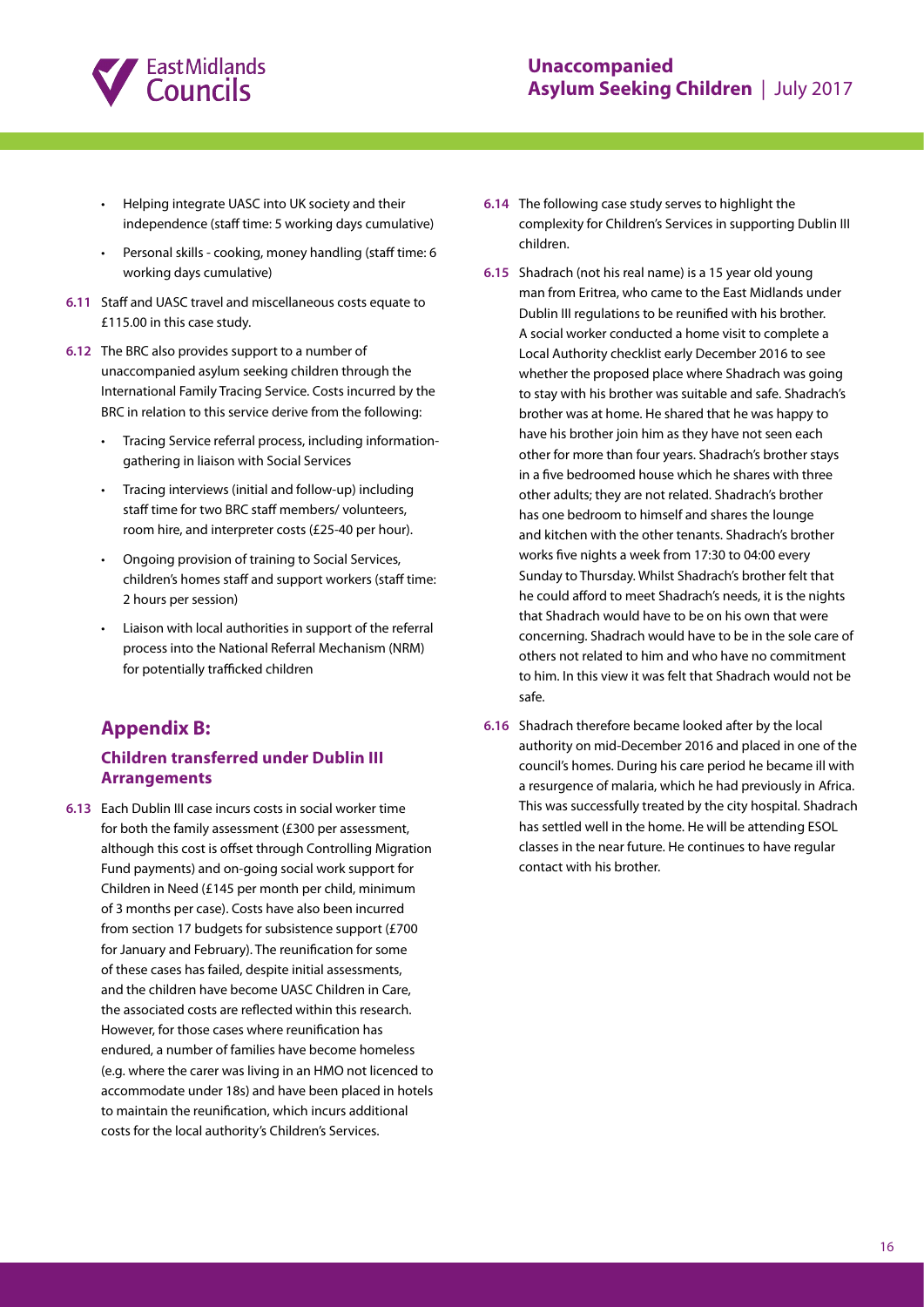- Helping integrate UASC into UK society and their independence (staff time: 5 working days cumulative)
- Personal skills - cooking, money handling (staff time: 6 working days cumulative)

**6.11** Staff and UASC travel and miscellaneous costs equate to £115.00 in this case study.

**6.12** The BRC also provides support to a number of unaccompanied asylum seeking children through the International Family Tracing Service. Costs incurred by the BRC in relation to this service derive from the following:

- Tracing Service referral process, including information-gathering in liaison with Social Services
- Tracing interviews (initial and follow-up) including staff time for two BRC staff members/ volunteers, room hire, and interpreter costs (£25-40 per hour).
- Ongoing provision of training to Social Services, children's homes staff and support workers (staff time: 2 hours per session)
- Liaison with local authorities in support of the referral process into the National Referral Mechanism (NRM) for potentially trafficked children

## Appendix B:

### Children transferred under Dublin III Arrangements

**6.13** Each Dublin III case incurs costs in social worker time for both the family assessment (£300 per assessment, although this cost is offset through Controlling Migration Fund payments) and on-going social work support for Children in Need (£145 per month per child, minimum of 3 months per case). Costs have also been incurred from section 17 budgets for subsistence support (£700 for January and February). The reunification for some of these cases has failed, despite initial assessments, and the children have become UASC Children in Care, the associated costs are reflected within this research. However, for those cases where reunification has endured, a number of families have become homeless (e.g. where the carer was living in an HMO not licenced to accommodate under 18s) and have been placed in hotels to maintain the reunification, which incurs additional costs for the local authority's Children's Services.

**6.14** The following case study serves to highlight the complexity for Children's Services in supporting Dublin III children.

**6.15** Shadrach (not his real name) is a 15 year old young man from Eritrea, who came to the East Midlands under Dublin III regulations to be reunified with his brother. A social worker conducted a home visit to complete a Local Authority checklist early December 2016 to see whether the proposed place where Shadrach was going to stay with his brother was suitable and safe. Shadrach's brother was at home. He shared that he was happy to have his brother join him as they have not seen each other for more than four years. Shadrach's brother stays in a five bedroomed house which he shares with three other adults; they are not related. Shadrach's brother has one bedroom to himself and shares the lounge and kitchen with the other tenants. Shadrach's brother works five nights a week from 17:30 to 04:00 every Sunday to Thursday. Whilst Shadrach's brother felt that he could afford to meet Shadrach's needs, it is the nights that Shadrach would have to be on his own that were concerning. Shadrach would have to be in the sole care of others not related to him and who have no commitment to him. In this view it was felt that Shadrach would not be safe.

**6.16** Shadrach therefore became looked after by the local authority on mid-December 2016 and placed in one of the council's homes. During his care period he became ill with a resurgence of malaria, which he had previously in Africa. This was successfully treated by the city hospital. Shadrach has settled well in the home. He will be attending ESOL classes in the near future. He continues to have regular contact with his brother.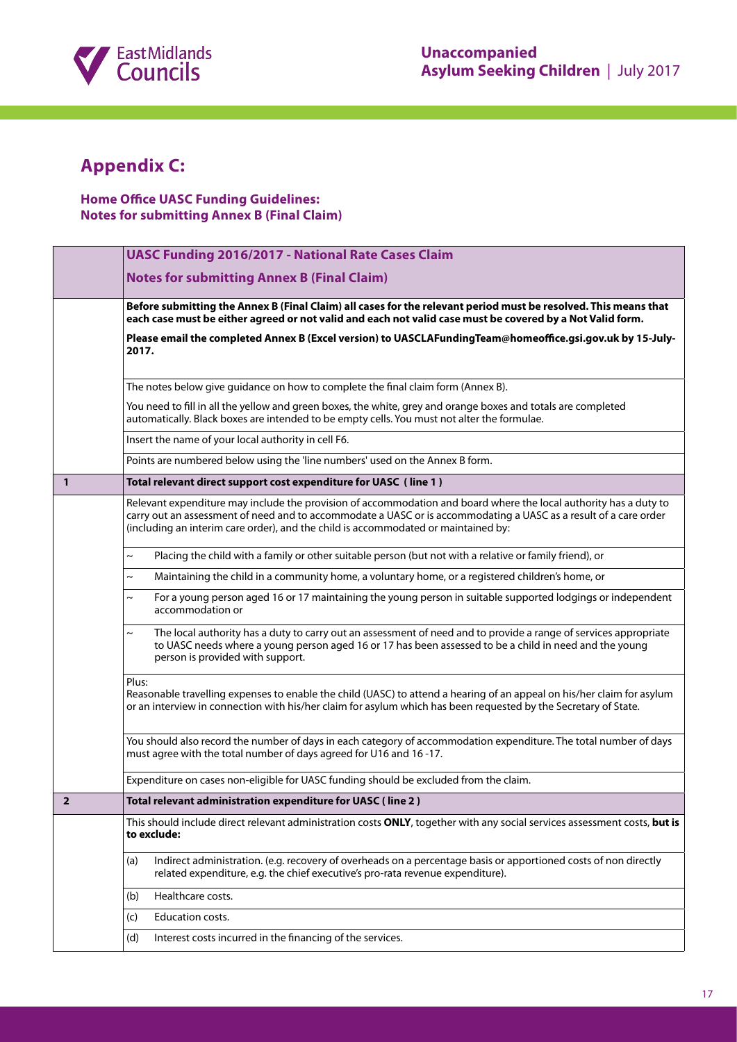## Appendix C:

### Home Office UASC Funding Guidelines: Notes for submitting Annex B (Final Claim)

| | UASC Funding 2016/2017 - National Rate Cases Claim<br>Notes for submitting Annex B (Final Claim) |
|---|---|
| | **Before submitting the Annex B (Final Claim) all cases for the relevant period must be resolved. This means that each case must be either agreed or not valid and each not valid case must be covered by a Not Valid form.**<br>**Please email the completed Annex B (Excel version) to UASCLAFundingTeam@homeoffice.gsi.gov.uk by 15-July-2017.** |
| | The notes below give guidance on how to complete the final claim form (Annex B).<br>You need to fill in all the yellow and green boxes, the white, grey and orange boxes and totals are completed automatically. Black boxes are intended to be empty cells. You must not alter the formulae. |
| | Insert the name of your local authority in cell F6. |
| | Points are numbered below using the 'line numbers' used on the Annex B form. |
| **1** | **Total relevant direct support cost expenditure for UASC (line 1)** |
| | Relevant expenditure may include the provision of accommodation and board where the local authority has a duty to carry out an assessment of need and to accommodate a UASC or is accommodating a UASC as a result of a care order (including an interim care order), and the child is accommodated or maintained by: |
| | ~ Placing the child with a family or other suitable person (but not with a relative or family friend), or |
| | ~ Maintaining the child in a community home, a voluntary home, or a registered children's home, or |
| | ~ For a young person aged 16 or 17 maintaining the young person in suitable supported lodgings or independent accommodation or |
| | ~ The local authority has a duty to carry out an assessment of need and to provide a range of services appropriate to UASC needs where a young person aged 16 or 17 has been assessed to be a child in need and the young person is provided with support. |
| | Plus:<br>Reasonable travelling expenses to enable the child (UASC) to attend a hearing of an appeal on his/her claim for asylum or an interview in connection with his/her claim for asylum which has been requested by the Secretary of State. |
| | You should also record the number of days in each category of accommodation expenditure. The total number of days must agree with the total number of days agreed for U16 and 16-17. |
| | Expenditure on cases non-eligible for UASC funding should be excluded from the claim. |
| **2** | **Total relevant administration expenditure for UASC (line 2)** |
| | This should include direct relevant administration costs **ONLY**, together with any social services assessment costs, **but is to exclude:** |
| | (a) Indirect administration. (e.g. recovery of overheads on a percentage basis or apportioned costs of non directly related expenditure, e.g. the chief executive's pro-rata revenue expenditure). |
| | (b) Healthcare costs. |
| | (c) Education costs. |
| | (d) Interest costs incurred in the financing of the services. |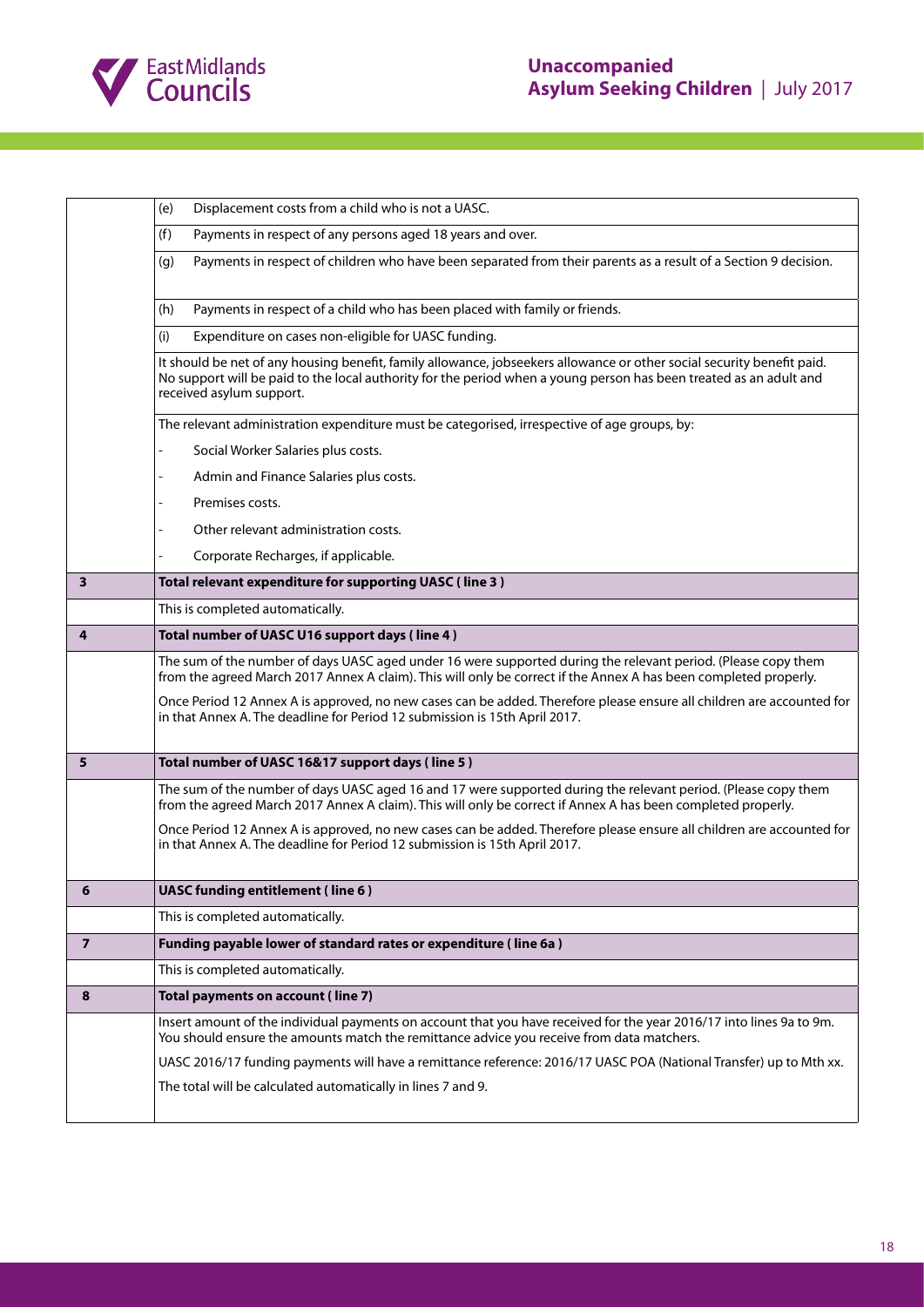| | |
|---|---|
| | (e) Displacement costs from a child who is not a UASC. |
| | (f) Payments in respect of any persons aged 18 years and over. |
| | (g) Payments in respect of children who have been separated from their parents as a result of a Section 9 decision. |
| | (h) Payments in respect of a child who has been placed with family or friends. |
| | (i) Expenditure on cases non-eligible for UASC funding. |
| | It should be net of any housing benefit, family allowance, jobseekers allowance or other social security benefit paid. No support will be paid to the local authority for the period when a young person has been treated as an adult and received asylum support. |
| | The relevant administration expenditure must be categorised, irrespective of age groups, by: |
| | - Social Worker Salaries plus costs. |
| | - Admin and Finance Salaries plus costs. |
| | - Premises costs. |
| | - Other relevant administration costs. |
| | - Corporate Recharges, if applicable. |
| **3** | **Total relevant expenditure for supporting UASC ( line 3 )** |
| | This is completed automatically. |
| **4** | **Total number of UASC U16 support days ( line 4 )** |
| | The sum of the number of days UASC aged under 16 were supported during the relevant period. (Please copy them from the agreed March 2017 Annex A claim). This will only be correct if the Annex A has been completed properly.<br><br>Once Period 12 Annex A is approved, no new cases can be added. Therefore please ensure all children are accounted for in that Annex A. The deadline for Period 12 submission is 15th April 2017. |
| **5** | **Total number of UASC 16&17 support days ( line 5 )** |
| | The sum of the number of days UASC aged 16 and 17 were supported during the relevant period. (Please copy them from the agreed March 2017 Annex A claim). This will only be correct if Annex A has been completed properly.<br><br>Once Period 12 Annex A is approved, no new cases can be added. Therefore please ensure all children are accounted for in that Annex A. The deadline for Period 12 submission is 15th April 2017. |
| **6** | **UASC funding entitlement ( line 6 )** |
| | This is completed automatically. |
| **7** | **Funding payable lower of standard rates or expenditure ( line 6a )** |
| | This is completed automatically. |
| **8** | **Total payments on account ( line 7)** |
| | Insert amount of the individual payments on account that you have received for the year 2016/17 into lines 9a to 9m. You should ensure the amounts match the remittance advice you receive from data matchers.<br><br>UASC 2016/17 funding payments will have a remittance reference: 2016/17 UASC POA (National Transfer) up to Mth xx.<br><br>The total will be calculated automatically in lines 7 and 9. |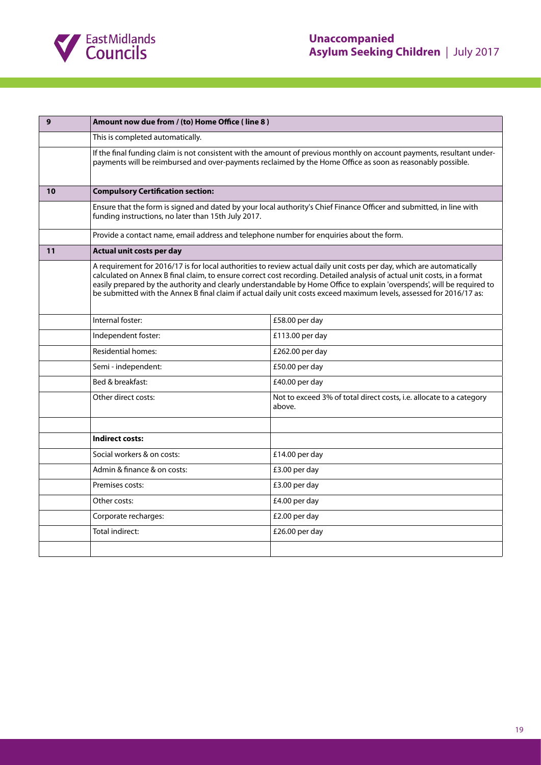| 9 | Amount now due from / (to) Home Office ( line 8 ) | |
|---|---|---|
| | This is completed automatically. | |
| | If the final funding claim is not consistent with the amount of previous monthly on account payments, resultant under-payments will be reimbursed and over-payments reclaimed by the Home Office as soon as reasonably possible. | |
| **10** | **Compulsory Certification section:** | |
| | Ensure that the form is signed and dated by your local authority's Chief Finance Officer and submitted, in line with funding instructions, no later than 15th July 2017. | |
| | Provide a contact name, email address and telephone number for enquiries about the form. | |
| **11** | **Actual unit costs per day** | |
| | A requirement for 2016/17 is for local authorities to review actual daily unit costs per day, which are automatically calculated on Annex B final claim, to ensure correct cost recording. Detailed analysis of actual unit costs, in a format easily prepared by the authority and clearly understandable by Home Office to explain 'overspends', will be required to be submitted with the Annex B final claim if actual daily unit costs exceed maximum levels, assessed for 2016/17 as: | |
| | Internal foster: | £58.00 per day |
| | Independent foster: | £113.00 per day |
| | Residential homes: | £262.00 per day |
| | Semi - independent: | £50.00 per day |
| | Bed & breakfast: | £40.00 per day |
| | Other direct costs: | Not to exceed 3% of total direct costs, i.e. allocate to a category above. |
| | | |
| | **Indirect costs:** | |
| | Social workers & on costs: | £14.00 per day |
| | Admin & finance & on costs: | £3.00 per day |
| | Premises costs: | £3.00 per day |
| | Other costs: | £4.00 per day |
| | Corporate recharges: | £2.00 per day |
| | Total indirect: | £26.00 per day |
| | | |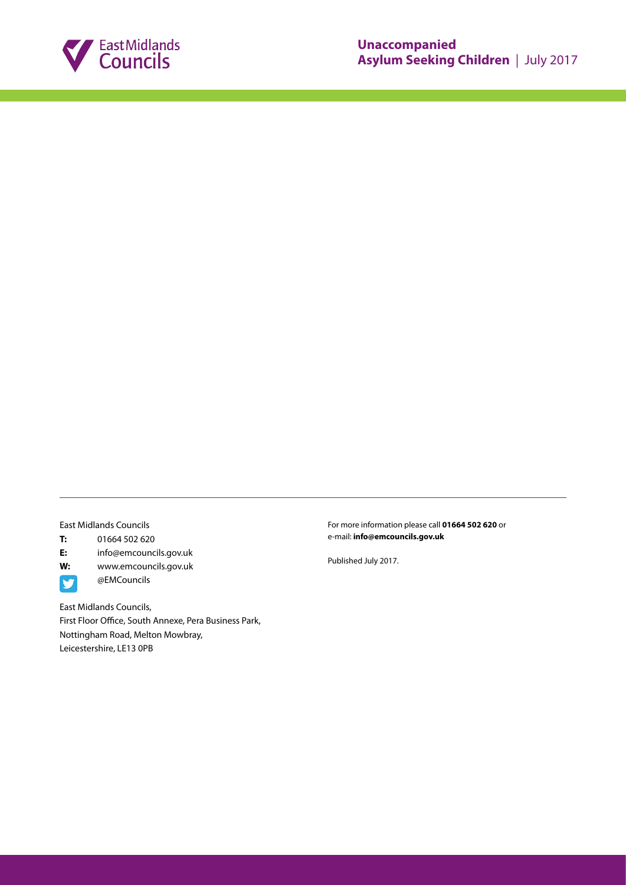East Midlands Councils

**T:** 01664 502 620
**E:** info@emcouncils.gov.uk
**W:** www.emcouncils.gov.uk
@EMCouncils

East Midlands Councils,
First Floor Office, South Annexe, Pera Business Park,
Nottingham Road, Melton Mowbray,
Leicestershire, LE13 0PB

For more information please call **01664 502 620** or e-mail: **info@emcouncils.gov.uk**

Published July 2017.